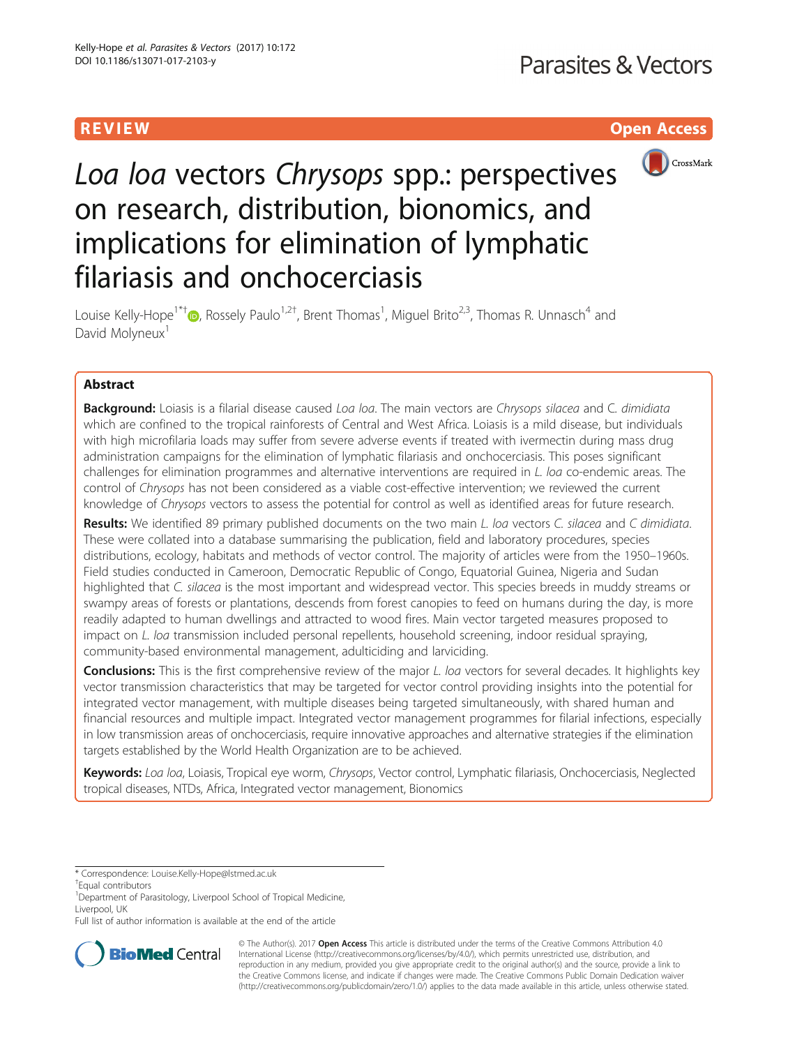REVIEW Open Access

# *Loa loa* vectors *Chrysops* spp.: perspectives on research, distribution, bionomics, and implications for elimination of lymphatic filariasis and onchocerciasis

Louise Kelly-Hope[1*†], Rossely Paulo[1,2†], Brent Thomas[1], Miguel Brito[2,3], Thomas R. Unnasch[4] and David Molyneux[1]

## Abstract

**Background:** Loiasis is a filarial disease caused *Loa loa*. The main vectors are *Chrysops silacea* and *C. dimidiata* which are confined to the tropical rainforests of Central and West Africa. Loiasis is a mild disease, but individuals with high microfilaria loads may suffer from severe adverse events if treated with ivermectin during mass drug administration campaigns for the elimination of lymphatic filariasis and onchocerciasis. This poses significant challenges for elimination programmes and alternative interventions are required in *L. loa* co-endemic areas. The control of *Chrysops* has not been considered as a viable cost-effective intervention; we reviewed the current knowledge of *Chrysops* vectors to assess the potential for control as well as identified areas for future research.

**Results:** We identified 89 primary published documents on the two main *L. loa* vectors *C. silacea* and *C dimidiata*. These were collated into a database summarising the publication, field and laboratory procedures, species distributions, ecology, habitats and methods of vector control. The majority of articles were from the 1950–1960s. Field studies conducted in Cameroon, Democratic Republic of Congo, Equatorial Guinea, Nigeria and Sudan highlighted that *C. silacea* is the most important and widespread vector. This species breeds in muddy streams or swampy areas of forests or plantations, descends from forest canopies to feed on humans during the day, is more readily adapted to human dwellings and attracted to wood fires. Main vector targeted measures proposed to impact on *L. loa* transmission included personal repellents, household screening, indoor residual spraying, community-based environmental management, adulticiding and larviciding.

**Conclusions:** This is the first comprehensive review of the major *L. loa* vectors for several decades. It highlights key vector transmission characteristics that may be targeted for vector control providing insights into the potential for integrated vector management, with multiple diseases being targeted simultaneously, with shared human and financial resources and multiple impact. Integrated vector management programmes for filarial infections, especially in low transmission areas of onchocerciasis, require innovative approaches and alternative strategies if the elimination targets established by the World Health Organization are to be achieved.

**Keywords:** *Loa loa*, Loiasis, Tropical eye worm, *Chrysops*, Vector control, Lymphatic filariasis, Onchocerciasis, Neglected tropical diseases, NTDs, Africa, Integrated vector management, Bionomics

---

\* Correspondence: Louise.Kelly-Hope@lstmed.ac.uk

†Equal contributors

[1]Department of Parasitology, Liverpool School of Tropical Medicine, Liverpool, UK

Full list of author information is available at the end of the article

© The Author(s). 2017 **Open Access** This article is distributed under the terms of the Creative Commons Attribution 4.0 International License (http://creativecommons.org/licenses/by/4.0/), which permits unrestricted use, distribution, and reproduction in any medium, provided you give appropriate credit to the original author(s) and the source, provide a link to the Creative Commons license, and indicate if changes were made. The Creative Commons Public Domain Dedication waiver (http://creativecommons.org/publicdomain/zero/1.0/) applies to the data made available in this article, unless otherwise stated.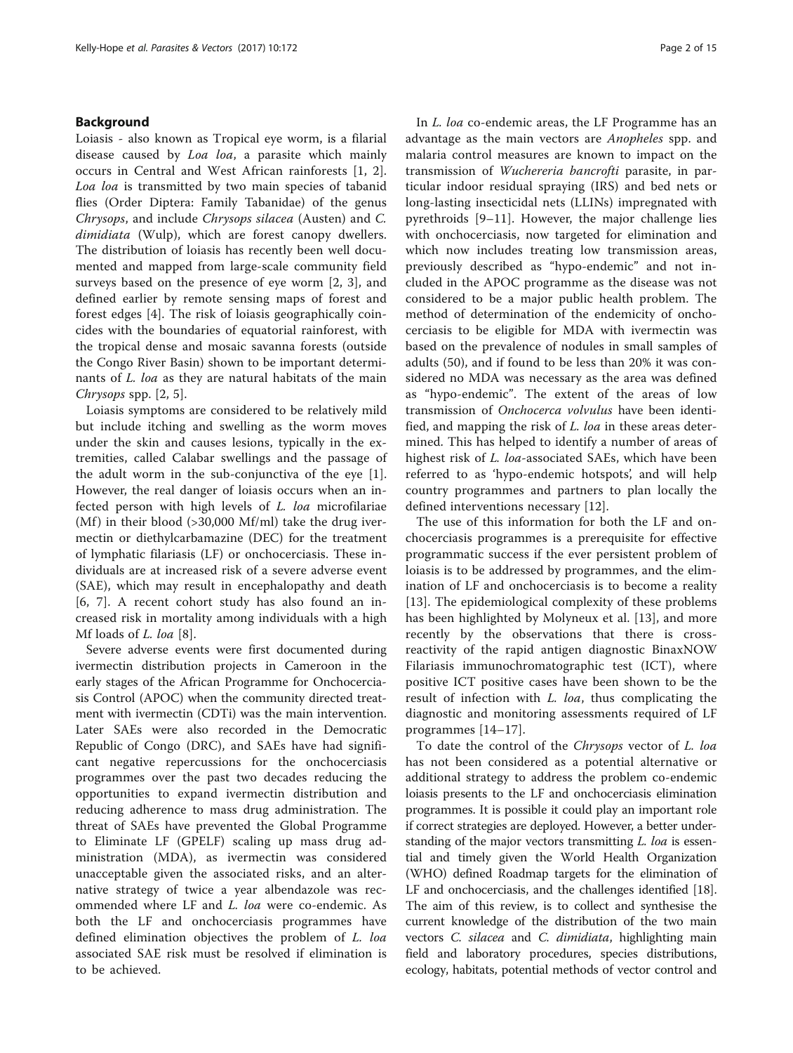## Background

Loiasis - also known as Tropical eye worm, is a filarial disease caused by *Loa loa*, a parasite which mainly occurs in Central and West African rainforests [1, 2]. *Loa loa* is transmitted by two main species of tabanid flies (Order Diptera: Family Tabanidae) of the genus *Chrysops*, and include *Chrysops silacea* (Austen) and *C. dimidiata* (Wulp), which are forest canopy dwellers. The distribution of loiasis has recently been well documented and mapped from large-scale community field surveys based on the presence of eye worm [2, 3], and defined earlier by remote sensing maps of forest and forest edges [4]. The risk of loiasis geographically coincides with the boundaries of equatorial rainforest, with the tropical dense and mosaic savanna forests (outside the Congo River Basin) shown to be important determinants of *L. loa* as they are natural habitats of the main *Chrysops* spp. [2, 5].

Loiasis symptoms are considered to be relatively mild but include itching and swelling as the worm moves under the skin and causes lesions, typically in the extremities, called Calabar swellings and the passage of the adult worm in the sub-conjunctiva of the eye [1]. However, the real danger of loiasis occurs when an infected person with high levels of *L. loa* microfilariae (Mf) in their blood (>30,000 Mf/ml) take the drug ivermectin or diethylcarbamazine (DEC) for the treatment of lymphatic filariasis (LF) or onchocerciasis. These individuals are at increased risk of a severe adverse event (SAE), which may result in encephalopathy and death [6, 7]. A recent cohort study has also found an increased risk in mortality among individuals with a high Mf loads of *L. loa* [8].

Severe adverse events were first documented during ivermectin distribution projects in Cameroon in the early stages of the African Programme for Onchocerciasis Control (APOC) when the community directed treatment with ivermectin (CDTi) was the main intervention. Later SAEs were also recorded in the Democratic Republic of Congo (DRC), and SAEs have had significant negative repercussions for the onchocerciasis programmes over the past two decades reducing the opportunities to expand ivermectin distribution and reducing adherence to mass drug administration. The threat of SAEs have prevented the Global Programme to Eliminate LF (GPELF) scaling up mass drug administration (MDA), as ivermectin was considered unacceptable given the associated risks, and an alternative strategy of twice a year albendazole was recommended where LF and *L. loa* were co-endemic. As both the LF and onchocerciasis programmes have defined elimination objectives the problem of *L. loa* associated SAE risk must be resolved if elimination is to be achieved.

In *L. loa* co-endemic areas, the LF Programme has an advantage as the main vectors are *Anopheles* spp. and malaria control measures are known to impact on the transmission of *Wuchereria bancrofti* parasite, in particular indoor residual spraying (IRS) and bed nets or long-lasting insecticidal nets (LLINs) impregnated with pyrethroids [9–11]. However, the major challenge lies with onchocerciasis, now targeted for elimination and which now includes treating low transmission areas, previously described as "hypo-endemic" and not included in the APOC programme as the disease was not considered to be a major public health problem. The method of determination of the endemicity of onchocerciasis to be eligible for MDA with ivermectin was based on the prevalence of nodules in small samples of adults (50), and if found to be less than 20% it was considered no MDA was necessary as the area was defined as "hypo-endemic". The extent of the areas of low transmission of *Onchocerca volvulus* have been identified, and mapping the risk of *L. loa* in these areas determined. This has helped to identify a number of areas of highest risk of *L. loa*-associated SAEs, which have been referred to as 'hypo-endemic hotspots', and will help country programmes and partners to plan locally the defined interventions necessary [12].

The use of this information for both the LF and onchocerciasis programmes is a prerequisite for effective programmatic success if the ever persistent problem of loiasis is to be addressed by programmes, and the elimination of LF and onchocerciasis is to become a reality [13]. The epidemiological complexity of these problems has been highlighted by Molyneux et al. [13], and more recently by the observations that there is cross-reactivity of the rapid antigen diagnostic BinaxNOW Filariasis immunochromatographic test (ICT), where positive ICT positive cases have been shown to be the result of infection with *L. loa*, thus complicating the diagnostic and monitoring assessments required of LF programmes [14–17].

To date the control of the *Chrysops* vector of *L. loa* has not been considered as a potential alternative or additional strategy to address the problem co-endemic loiasis presents to the LF and onchocerciasis elimination programmes. It is possible it could play an important role if correct strategies are deployed. However, a better understanding of the major vectors transmitting *L. loa* is essential and timely given the World Health Organization (WHO) defined Roadmap targets for the elimination of LF and onchocerciasis, and the challenges identified [18]. The aim of this review, is to collect and synthesise the current knowledge of the distribution of the two main vectors *C. silacea* and *C. dimidiata*, highlighting main field and laboratory procedures, species distributions, ecology, habitats, potential methods of vector control and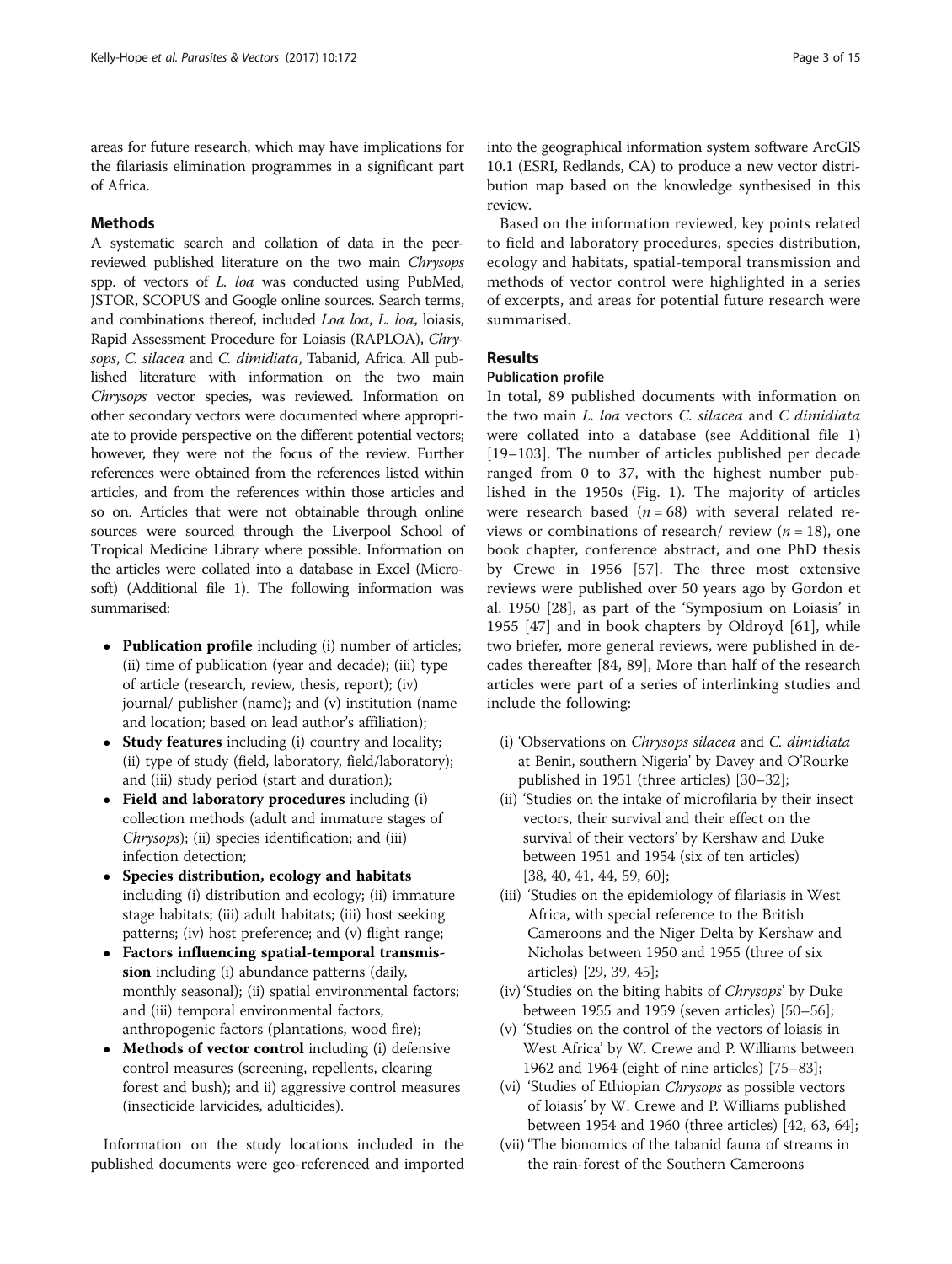areas for future research, which may have implications for the filariasis elimination programmes in a significant part of Africa.

## Methods

A systematic search and collation of data in the peer-reviewed published literature on the two main *Chrysops* spp. of vectors of *L. loa* was conducted using PubMed, JSTOR, SCOPUS and Google online sources. Search terms, and combinations thereof, included *Loa loa*, *L. loa*, loiasis, Rapid Assessment Procedure for Loiasis (RAPLOA), *Chrysops*, *C. silacea* and *C. dimidiata*, Tabanid, Africa. All published literature with information on the two main *Chrysops* vector species, was reviewed. Information on other secondary vectors were documented where appropriate to provide perspective on the different potential vectors; however, they were not the focus of the review. Further references were obtained from the references listed within articles, and from the references within those articles and so on. Articles that were not obtainable through online sources were sourced through the Liverpool School of Tropical Medicine Library where possible. Information on the articles were collated into a database in Excel (Microsoft) (Additional file 1). The following information was summarised:

- **Publication profile** including (i) number of articles; (ii) time of publication (year and decade); (iii) type of article (research, review, thesis, report); (iv) journal/ publisher (name); and (v) institution (name and location; based on lead author's affiliation);
- **Study features** including (i) country and locality; (ii) type of study (field, laboratory, field/laboratory); and (iii) study period (start and duration);
- **Field and laboratory procedures** including (i) collection methods (adult and immature stages of *Chrysops*); (ii) species identification; and (iii) infection detection;
- **Species distribution, ecology and habitats** including (i) distribution and ecology; (ii) immature stage habitats; (iii) adult habitats; (iii) host seeking patterns; (iv) host preference; and (v) flight range;
- **Factors influencing spatial-temporal transmission** including (i) abundance patterns (daily, monthly seasonal); (ii) spatial environmental factors; and (iii) temporal environmental factors, anthropogenic factors (plantations, wood fire);
- **Methods of vector control** including (i) defensive control measures (screening, repellents, clearing forest and bush); and ii) aggressive control measures (insecticide larvicides, adulticides).

Information on the study locations included in the published documents were geo-referenced and imported into the geographical information system software ArcGIS 10.1 (ESRI, Redlands, CA) to produce a new vector distribution map based on the knowledge synthesised in this review.

Based on the information reviewed, key points related to field and laboratory procedures, species distribution, ecology and habitats, spatial-temporal transmission and methods of vector control were highlighted in a series of excerpts, and areas for potential future research were summarised.

## Results

### Publication profile

In total, 89 published documents with information on the two main *L. loa* vectors *C. silacea* and *C dimidiata* were collated into a database (see Additional file 1) [19–103]. The number of articles published per decade ranged from 0 to 37, with the highest number published in the 1950s (Fig. 1). The majority of articles were research based ($n = 68$) with several related reviews or combinations of research/ review ($n = 18$), one book chapter, conference abstract, and one PhD thesis by Crewe in 1956 [57]. The three most extensive reviews were published over 50 years ago by Gordon et al. 1950 [28], as part of the 'Symposium on Loiasis' in 1955 [47] and in book chapters by Oldroyd [61], while two briefer, more general reviews, were published in decades thereafter [84, 89], More than half of the research articles were part of a series of interlinking studies and include the following:

- (i) 'Observations on *Chrysops silacea* and *C. dimidiata* at Benin, southern Nigeria' by Davey and O'Rourke published in 1951 (three articles) [30–32];
- (ii) 'Studies on the intake of microfilaria by their insect vectors, their survival and their effect on the survival of their vectors' by Kershaw and Duke between 1951 and 1954 (six of ten articles) [38, 40, 41, 44, 59, 60];
- (iii) 'Studies on the epidemiology of filariasis in West Africa, with special reference to the British Cameroons and the Niger Delta by Kershaw and Nicholas between 1950 and 1955 (three of six articles) [29, 39, 45];
- (iv) 'Studies on the biting habits of *Chrysops*' by Duke between 1955 and 1959 (seven articles) [50–56];
- (v) 'Studies on the control of the vectors of loiasis in West Africa' by W. Crewe and P. Williams between 1962 and 1964 (eight of nine articles) [75–83];
- (vi) 'Studies of Ethiopian *Chrysops* as possible vectors of loiasis' by W. Crewe and P. Williams published between 1954 and 1960 (three articles) [42, 63, 64];
- (vii) 'The bionomics of the tabanid fauna of streams in the rain-forest of the Southern Cameroons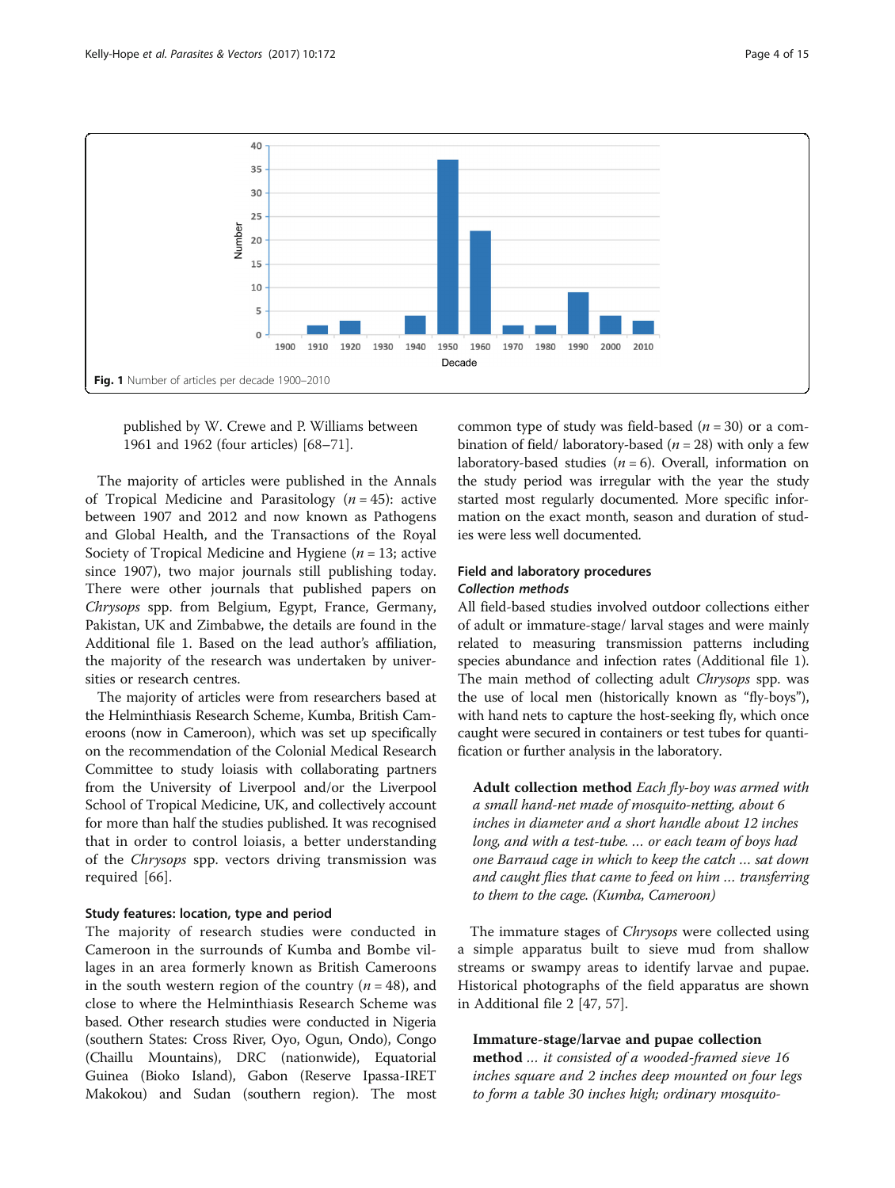**Fig. 1** Number of articles per decade 1900–2010

published by W. Crewe and P. Williams between 1961 and 1962 (four articles) [68–71].

The majority of articles were published in the Annals of Tropical Medicine and Parasitology ($n = 45$): active between 1907 and 2012 and now known as Pathogens and Global Health, and the Transactions of the Royal Society of Tropical Medicine and Hygiene ($n = 13$; active since 1907), two major journals still publishing today. There were other journals that published papers on *Chrysops* spp. from Belgium, Egypt, France, Germany, Pakistan, UK and Zimbabwe, the details are found in the Additional file 1. Based on the lead author's affiliation, the majority of the research was undertaken by universities or research centres.

The majority of articles were from researchers based at the Helminthiasis Research Scheme, Kumba, British Cameroons (now in Cameroon), which was set up specifically on the recommendation of the Colonial Medical Research Committee to study loiasis with collaborating partners from the University of Liverpool and/or the Liverpool School of Tropical Medicine, UK, and collectively account for more than half the studies published. It was recognised that in order to control loiasis, a better understanding of the *Chrysops* spp. vectors driving transmission was required [66].

### Study features: location, type and period

The majority of research studies were conducted in Cameroon in the surrounds of Kumba and Bombe villages in an area formerly known as British Cameroons in the south western region of the country ($n = 48$), and close to where the Helminthiasis Research Scheme was based. Other research studies were conducted in Nigeria (southern States: Cross River, Oyo, Ogun, Ondo), Congo (Chaillu Mountains), DRC (nationwide), Equatorial Guinea (Bioko Island), Gabon (Reserve Ipassa-IRET Makokou) and Sudan (southern region). The most common type of study was field-based ($n = 30$) or a combination of field/ laboratory-based ($n = 28$) with only a few laboratory-based studies ($n = 6$). Overall, information on the study period was irregular with the year the study started most regularly documented. More specific information on the exact month, season and duration of studies were less well documented.

### Field and laboratory procedures

#### *Collection methods*

All field-based studies involved outdoor collections either of adult or immature-stage/ larval stages and were mainly related to measuring transmission patterns including species abundance and infection rates (Additional file 1). The main method of collecting adult *Chrysops* spp. was the use of local men (historically known as "fly-boys"), with hand nets to capture the host-seeking fly, which once caught were secured in containers or test tubes for quantification or further analysis in the laboratory.

> **Adult collection method** *Each fly-boy was armed with a small hand-net made of mosquito-netting, about 6 inches in diameter and a short handle about 12 inches long, and with a test-tube. ... or each team of boys had one Barraud cage in which to keep the catch ... sat down and caught flies that came to feed on him ... transferring to them to the cage. (Kumba, Cameroon)*

The immature stages of *Chrysops* were collected using a simple apparatus built to sieve mud from shallow streams or swampy areas to identify larvae and pupae. Historical photographs of the field apparatus are shown in Additional file 2 [47, 57].

> **Immature-stage/larvae and pupae collection method** *... it consisted of a wooded-framed sieve 16 inches square and 2 inches deep mounted on four legs to form a table 30 inches high; ordinary mosquito-*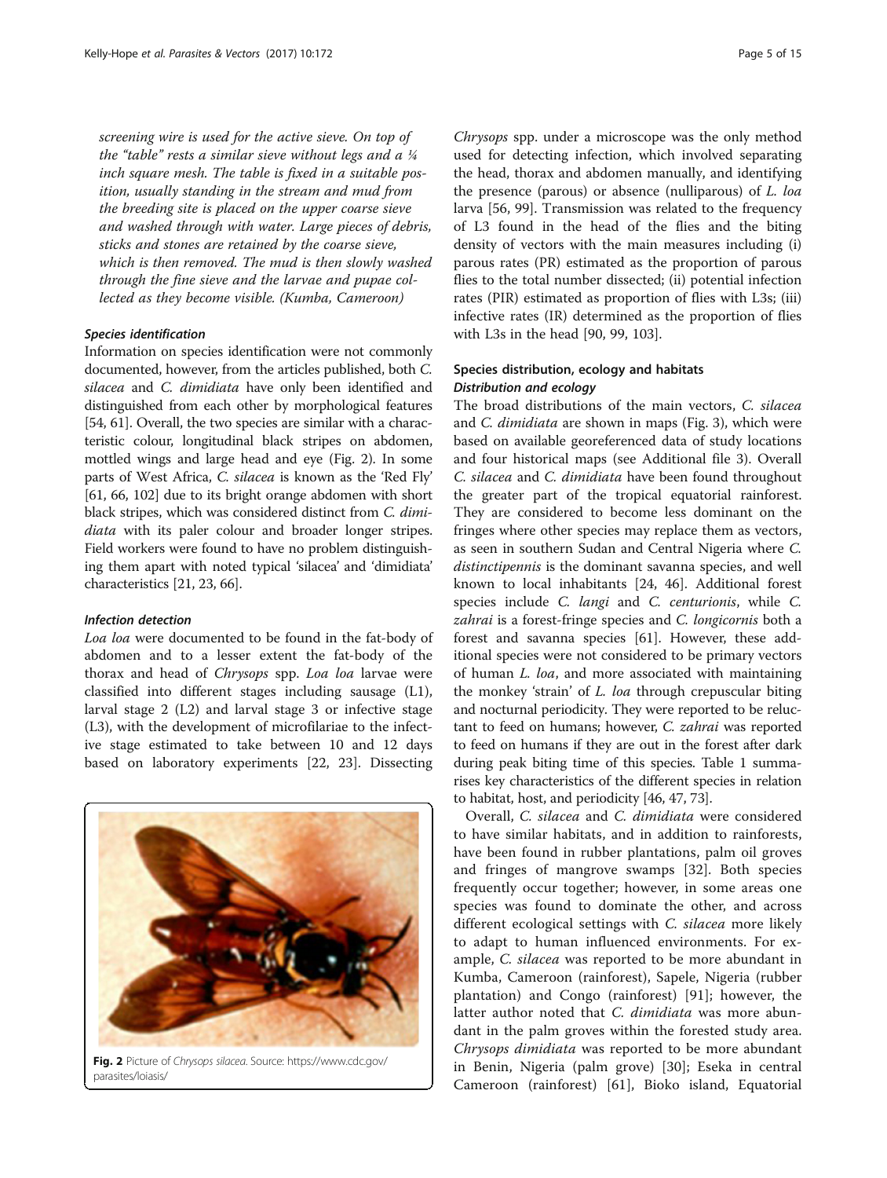*screening wire is used for the active sieve. On top of the "table" rests a similar sieve without legs and a ¼ inch square mesh. The table is fixed in a suitable position, usually standing in the stream and mud from the breeding site is placed on the upper coarse sieve and washed through with water. Large pieces of debris, sticks and stones are retained by the coarse sieve, which is then removed. The mud is then slowly washed through the fine sieve and the larvae and pupae collected as they become visible. (Kumba, Cameroon)*

#### Species identification

Information on species identification were not commonly documented, however, from the articles published, both *C. silacea* and *C. dimidiata* have only been identified and distinguished from each other by morphological features [54, 61]. Overall, the two species are similar with a characteristic colour, longitudinal black stripes on abdomen, mottled wings and large head and eye (Fig. 2). In some parts of West Africa, *C. silacea* is known as the 'Red Fly' [61, 66, 102] due to its bright orange abdomen with short black stripes, which was considered distinct from *C. dimidiata* with its paler colour and broader longer stripes. Field workers were found to have no problem distinguishing them apart with noted typical 'silacea' and 'dimidiata' characteristics [21, 23, 66].

#### Infection detection

*Loa loa* were documented to be found in the fat-body of abdomen and to a lesser extent the fat-body of the thorax and head of *Chrysops* spp. *Loa loa* larvae were classified into different stages including sausage (L1), larval stage 2 (L2) and larval stage 3 or infective stage (L3), with the development of microfilariae to the infective stage estimated to take between 10 and 12 days based on laboratory experiments [22, 23]. Dissecting *Chrysops* spp. under a microscope was the only method used for detecting infection, which involved separating the head, thorax and abdomen manually, and identifying the presence (parous) or absence (nulliparous) of *L. loa* larva [56, 99]. Transmission was related to the frequency of L3 found in the head of the flies and the biting density of vectors with the main measures including (i) parous rates (PR) estimated as the proportion of parous flies to the total number dissected; (ii) potential infection rates (PIR) estimated as proportion of flies with L3s; (iii) infective rates (IR) determined as the proportion of flies with L3s in the head [90, 99, 103].

**Fig. 2** Picture of *Chrysops silacea*. Source: https://www.cdc.gov/parasites/loiasis/

### Species distribution, ecology and habitats

#### Distribution and ecology

The broad distributions of the main vectors, *C. silacea* and *C. dimidiata* are shown in maps (Fig. 3), which were based on available georeferenced data of study locations and four historical maps (see Additional file 3). Overall *C. silacea* and *C. dimidiata* have been found throughout the greater part of the tropical equatorial rainforest. They are considered to become less dominant on the fringes where other species may replace them as vectors, as seen in southern Sudan and Central Nigeria where *C. distinctipennis* is the dominant savanna species, and well known to local inhabitants [24, 46]. Additional forest species include *C. langi* and *C. centurionis*, while *C. zahrai* is a forest-fringe species and *C. longicornis* both a forest and savanna species [61]. However, these additional species were not considered to be primary vectors of human *L. loa*, and more associated with maintaining the monkey 'strain' of *L. loa* through crepuscular biting and nocturnal periodicity. They were reported to be reluctant to feed on humans; however, *C. zahrai* was reported to feed on humans if they are out in the forest after dark during peak biting time of this species. Table 1 summarises key characteristics of the different species in relation to habitat, host, and periodicity [46, 47, 73].

Overall, *C. silacea* and *C. dimidiata* were considered to have similar habitats, and in addition to rainforests, have been found in rubber plantations, palm oil groves and fringes of mangrove swamps [32]. Both species frequently occur together; however, in some areas one species was found to dominate the other, and across different ecological settings with *C. silacea* more likely to adapt to human influenced environments. For example, *C. silacea* was reported to be more abundant in Kumba, Cameroon (rainforest), Sapele, Nigeria (rubber plantation) and Congo (rainforest) [91]; however, the latter author noted that *C. dimidiata* was more abundant in the palm groves within the forested study area. *Chrysops dimidiata* was reported to be more abundant in Benin, Nigeria (palm grove) [30]; Eseka in central Cameroon (rainforest) [61], Bioko island, Equatorial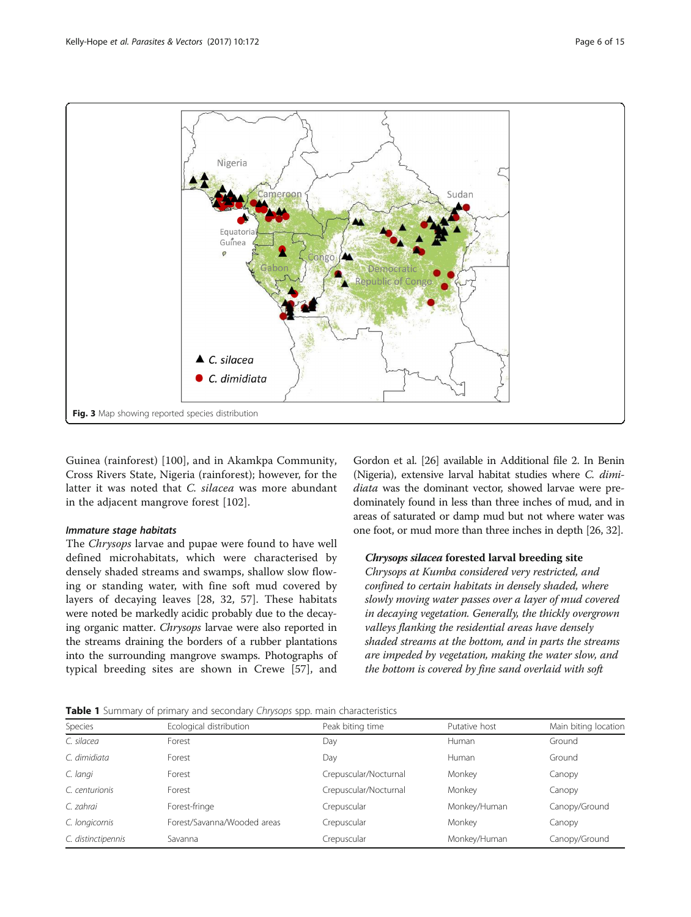Fig. 3 Map showing reported species distribution

Guinea (rainforest) [100], and in Akamkpa Community, Cross Rivers State, Nigeria (rainforest); however, for the latter it was noted that *C. silacea* was more abundant in the adjacent mangrove forest [102].

#### *Immature stage habitats*

The *Chrysops* larvae and pupae were found to have well defined microhabitats, which were characterised by densely shaded streams and swamps, shallow slow flowing or standing water, with fine soft mud covered by layers of decaying leaves [28, 32, 57]. These habitats were noted be markedly acidic probably due to the decaying organic matter. *Chrysops* larvae were also reported in the streams draining the borders of a rubber plantations into the surrounding mangrove swamps. Photographs of typical breeding sites are shown in Crewe [57], and Gordon et al. [26] available in Additional file 2. In Benin (Nigeria), extensive larval habitat studies where *C. dimidiata* was the dominant vector, showed larvae were predominately found in less than three inches of mud, and in areas of saturated or damp mud but not where water was one foot, or mud more than three inches in depth [26, 32].

> ***Chrysops silacea* forested larval breeding site**
>
> *Chrysops at Kumba considered very restricted, and confined to certain habitats in densely shaded, where slowly moving water passes over a layer of mud covered in decaying vegetation. Generally, the thickly overgrown valleys flanking the residential areas have densely shaded streams at the bottom, and in parts the streams are impeded by vegetation, making the water slow, and the bottom is covered by fine sand overlaid with soft*

**Table 1** Summary of primary and secondary *Chrysops* spp. main characteristics

| Species | Ecological distribution | Peak biting time | Putative host | Main biting location |
|---|---|---|---|---|
| *C. silacea* | Forest | Day | Human | Ground |
| *C. dimidiata* | Forest | Day | Human | Ground |
| *C. langi* | Forest | Crepuscular/Nocturnal | Monkey | Canopy |
| *C. centurionis* | Forest | Crepuscular/Nocturnal | Monkey | Canopy |
| *C. zahrai* | Forest-fringe | Crepuscular | Monkey/Human | Canopy/Ground |
| *C. longicornis* | Forest/Savanna/Wooded areas | Crepuscular | Monkey | Canopy |
| *C. distinctipennis* | Savanna | Crepuscular | Monkey/Human | Canopy/Ground |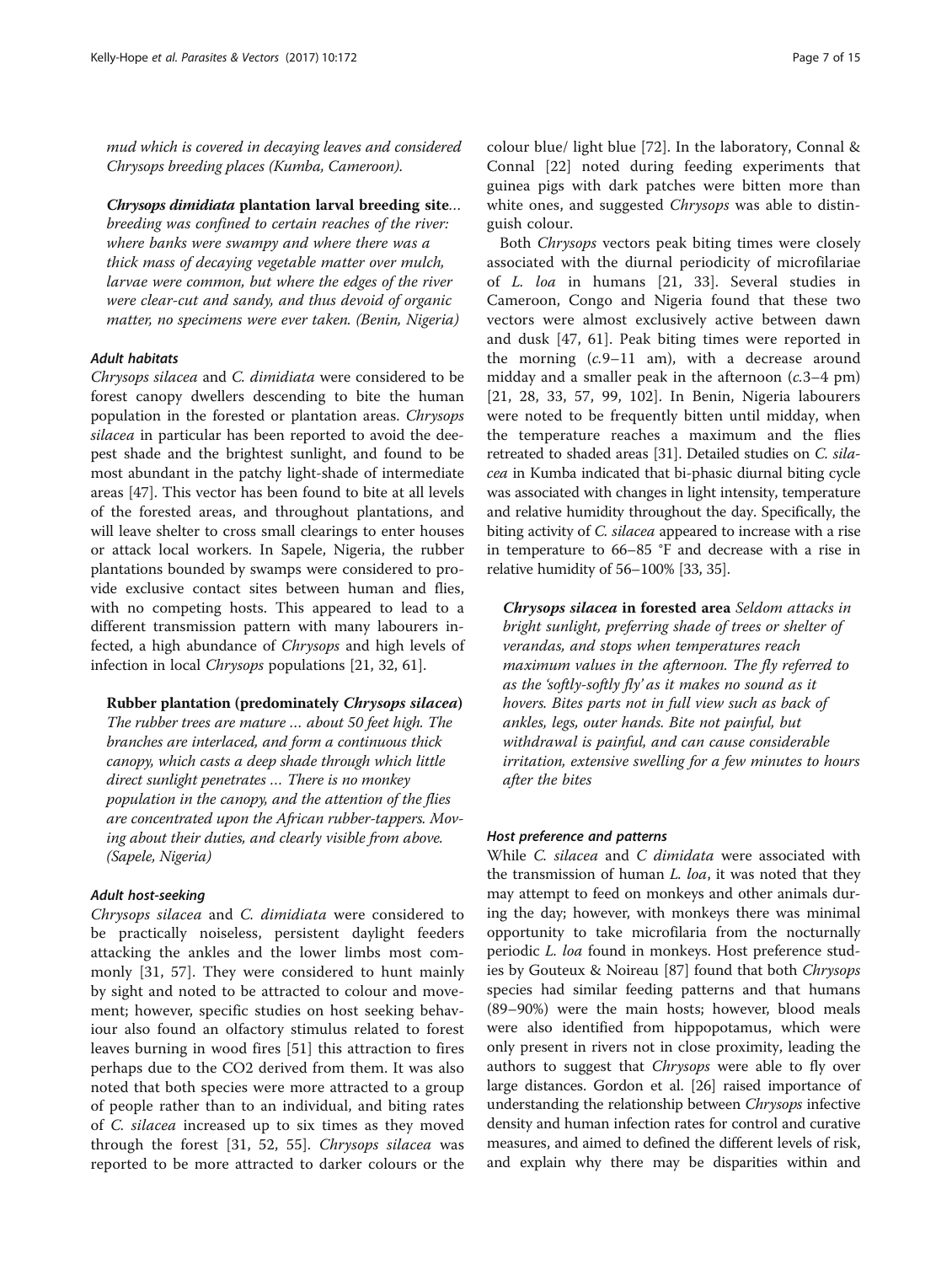*mud which is covered in decaying leaves and considered Chrysops breeding places (Kumba, Cameroon).*

***Chrysops dimidiata* plantation larval breeding site**... *breeding was confined to certain reaches of the river: where banks were swampy and where there was a thick mass of decaying vegetable matter over mulch, larvae were common, but where the edges of the river were clear-cut and sandy, and thus devoid of organic matter, no specimens were ever taken. (Benin, Nigeria)*

### *Adult habitats*

*Chrysops silacea* and *C. dimidiata* were considered to be forest canopy dwellers descending to bite the human population in the forested or plantation areas. *Chrysops silacea* in particular has been reported to avoid the deepest shade and the brightest sunlight, and found to be most abundant in the patchy light-shade of intermediate areas [47]. This vector has been found to bite at all levels of the forested areas, and throughout plantations, and will leave shelter to cross small clearings to enter houses or attack local workers. In Sapele, Nigeria, the rubber plantations bounded by swamps were considered to provide exclusive contact sites between human and flies, with no competing hosts. This appeared to lead to a different transmission pattern with many labourers infected, a high abundance of *Chrysops* and high levels of infection in local *Chrysops* populations [21, 32, 61].

**Rubber plantation (predominately *Chrysops silacea*)** *The rubber trees are mature ... about 50 feet high. The branches are interlaced, and form a continuous thick canopy, which casts a deep shade through which little direct sunlight penetrates ... There is no monkey population in the canopy, and the attention of the flies are concentrated upon the African rubber-tappers. Moving about their duties, and clearly visible from above. (Sapele, Nigeria)*

### *Adult host-seeking*

*Chrysops silacea* and *C. dimidiata* were considered to be practically noiseless, persistent daylight feeders attacking the ankles and the lower limbs most commonly [31, 57]. They were considered to hunt mainly by sight and noted to be attracted to colour and movement; however, specific studies on host seeking behaviour also found an olfactory stimulus related to forest leaves burning in wood fires [51] this attraction to fires perhaps due to the $CO_2$ derived from them. It was also noted that both species were more attracted to a group of people rather than to an individual, and biting rates of *C. silacea* increased up to six times as they moved through the forest [31, 52, 55]. *Chrysops silacea* was reported to be more attracted to darker colours or the colour blue/ light blue [72]. In the laboratory, Connal & Connal [22] noted during feeding experiments that guinea pigs with dark patches were bitten more than white ones, and suggested *Chrysops* was able to distinguish colour.

Both *Chrysops* vectors peak biting times were closely associated with the diurnal periodicity of microfilariae of *L. loa* in humans [21, 33]. Several studies in Cameroon, Congo and Nigeria found that these two vectors were almost exclusively active between dawn and dusk [47, 61]. Peak biting times were reported in the morning (*c.*9–11 am), with a decrease around midday and a smaller peak in the afternoon (*c.*3–4 pm) [21, 28, 33, 57, 99, 102]. In Benin, Nigeria labourers were noted to be frequently bitten until midday, when the temperature reaches a maximum and the flies retreated to shaded areas [31]. Detailed studies on *C. silacea* in Kumba indicated that bi-phasic diurnal biting cycle was associated with changes in light intensity, temperature and relative humidity throughout the day. Specifically, the biting activity of *C. silacea* appeared to increase with a rise in temperature to 66–85 °F and decrease with a rise in relative humidity of 56–100% [33, 35].

***Chrysops silacea* in forested area** *Seldom attacks in bright sunlight, preferring shade of trees or shelter of verandas, and stops when temperatures reach maximum values in the afternoon. The fly referred to as the 'softly-softly fly' as it makes no sound as it hovers. Bites parts not in full view such as back of ankles, legs, outer hands. Bite not painful, but withdrawal is painful, and can cause considerable irritation, extensive swelling for a few minutes to hours after the bites*

### *Host preference and patterns*

While *C. silacea* and *C dimidata* were associated with the transmission of human *L. loa*, it was noted that they may attempt to feed on monkeys and other animals during the day; however, with monkeys there was minimal opportunity to take microfilaria from the nocturnally periodic *L. loa* found in monkeys. Host preference studies by Gouteux & Noireau [87] found that both *Chrysops* species had similar feeding patterns and that humans (89–90%) were the main hosts; however, blood meals were also identified from hippopotamus, which were only present in rivers not in close proximity, leading the authors to suggest that *Chrysops* were able to fly over large distances. Gordon et al. [26] raised importance of understanding the relationship between *Chrysops* infective density and human infection rates for control and curative measures, and aimed to defined the different levels of risk, and explain why there may be disparities within and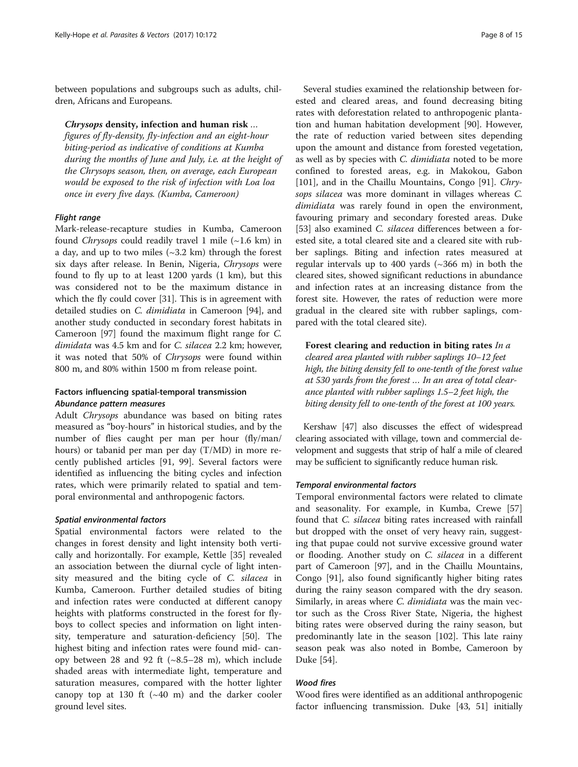between populations and subgroups such as adults, children, Africans and Europeans.

> ***Chrysops*** **density, infection and human risk** *... figures of fly-density, fly-infection and an eight-hour biting-period as indicative of conditions at Kumba during the months of June and July, i.e. at the height of the Chrysops season, then, on average, each European would be exposed to the risk of infection with Loa loa once in every five days. (Kumba, Cameroon)*

#### *Flight range*

Mark-release-recapture studies in Kumba, Cameroon found *Chrysops* could readily travel 1 mile (~1.6 km) in a day, and up to two miles (~3.2 km) through the forest six days after release. In Benin, Nigeria, *Chrysops* were found to fly up to at least 1200 yards (1 km), but this was considered not to be the maximum distance in which the fly could cover [31]. This is in agreement with detailed studies on *C. dimidiata* in Cameroon [94], and another study conducted in secondary forest habitats in Cameroon [97] found the maximum flight range for *C. dimidata* was 4.5 km and for *C. silacea* 2.2 km; however, it was noted that 50% of *Chrysops* were found within 800 m, and 80% within 1500 m from release point.

### Factors influencing spatial-temporal transmission

#### *Abundance pattern measures*

Adult *Chrysops* abundance was based on biting rates measured as "boy-hours" in historical studies, and by the number of flies caught per man per hour (fly/man/hours) or tabanid per man per day (T/MD) in more recently published articles [91, 99]. Several factors were identified as influencing the biting cycles and infection rates, which were primarily related to spatial and temporal environmental and anthropogenic factors.

#### *Spatial environmental factors*

Spatial environmental factors were related to the changes in forest density and light intensity both vertically and horizontally. For example, Kettle [35] revealed an association between the diurnal cycle of light intensity measured and the biting cycle of *C. silacea* in Kumba, Cameroon. Further detailed studies of biting and infection rates were conducted at different canopy heights with platforms constructed in the forest for fly-boys to collect species and information on light intensity, temperature and saturation-deficiency [50]. The highest biting and infection rates were found mid- canopy between 28 and 92 ft (~8.5–28 m), which include shaded areas with intermediate light, temperature and saturation measures, compared with the hotter lighter canopy top at 130 ft (~40 m) and the darker cooler ground level sites.

Several studies examined the relationship between forested and cleared areas, and found decreasing biting rates with deforestation related to anthropogenic plantation and human habitation development [90]. However, the rate of reduction varied between sites depending upon the amount and distance from forested vegetation, as well as by species with *C. dimidiata* noted to be more confined to forested areas, e.g. in Makokou, Gabon [101], and in the Chaillu Mountains, Congo [91]. *Chrysops silacea* was more dominant in villages whereas *C. dimidiata* was rarely found in open the environment, favouring primary and secondary forested areas. Duke [53] also examined *C. silacea* differences between a forested site, a total cleared site and a cleared site with rubber saplings. Biting and infection rates measured at regular intervals up to 400 yards (~366 m) in both the cleared sites, showed significant reductions in abundance and infection rates at an increasing distance from the forest site. However, the rates of reduction were more gradual in the cleared site with rubber saplings, compared with the total cleared site).

> **Forest clearing and reduction in biting rates** *In a cleared area planted with rubber saplings 10–12 feet high, the biting density fell to one-tenth of the forest value at 530 yards from the forest ... In an area of total clearance planted with rubber saplings 1.5–2 feet high, the biting density fell to one-tenth of the forest at 100 years.*

Kershaw [47] also discusses the effect of widespread clearing associated with village, town and commercial development and suggests that strip of half a mile of cleared may be sufficient to significantly reduce human risk.

#### *Temporal environmental factors*

Temporal environmental factors were related to climate and seasonality. For example, in Kumba, Crewe [57] found that *C. silacea* biting rates increased with rainfall but dropped with the onset of very heavy rain, suggesting that pupae could not survive excessive ground water or flooding. Another study on *C. silacea* in a different part of Cameroon [97], and in the Chaillu Mountains, Congo [91], also found significantly higher biting rates during the rainy season compared with the dry season. Similarly, in areas where *C. dimidiata* was the main vector such as the Cross River State, Nigeria, the highest biting rates were observed during the rainy season, but predominantly late in the season [102]. This late rainy season peak was also noted in Bombe, Cameroon by Duke [54].

#### *Wood fires*

Wood fires were identified as an additional anthropogenic factor influencing transmission. Duke [43, 51] initially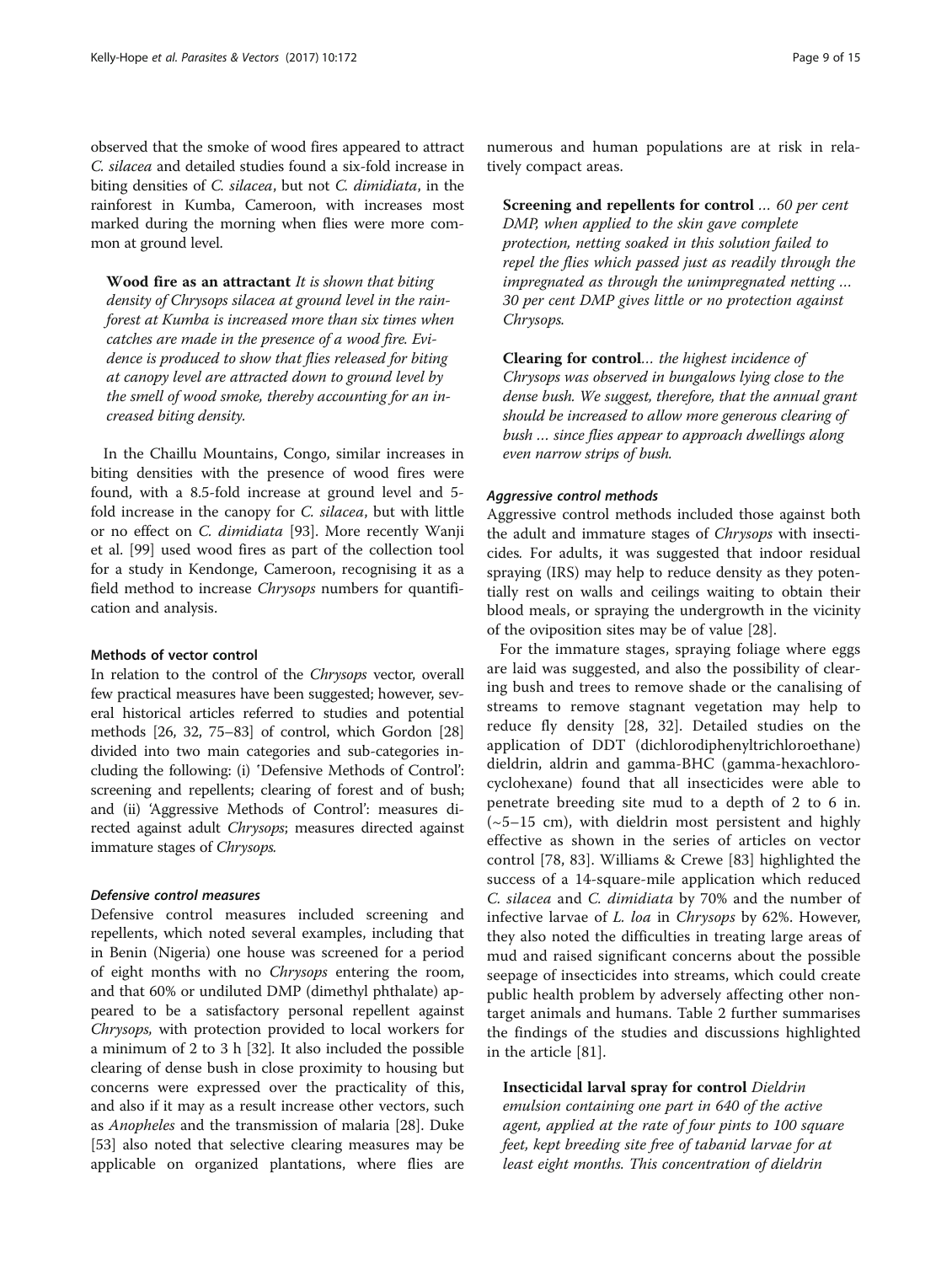observed that the smoke of wood fires appeared to attract *C. silacea* and detailed studies found a six-fold increase in biting densities of *C. silacea*, but not *C. dimidiata*, in the rainforest in Kumba, Cameroon, with increases most marked during the morning when flies were more common at ground level.

> **Wood fire as an attractant** *It is shown that biting density of Chrysops silacea at ground level in the rainforest at Kumba is increased more than six times when catches are made in the presence of a wood fire. Evidence is produced to show that flies released for biting at canopy level are attracted down to ground level by the smell of wood smoke, thereby accounting for an increased biting density.*

In the Chaillu Mountains, Congo, similar increases in biting densities with the presence of wood fires were found, with a 8.5-fold increase at ground level and 5-fold increase in the canopy for *C. silacea*, but with little or no effect on *C. dimidiata* [93]. More recently Wanji et al. [99] used wood fires as part of the collection tool for a study in Kendonge, Cameroon, recognising it as a field method to increase *Chrysops* numbers for quantification and analysis.

#### Methods of vector control

In relation to the control of the *Chrysops* vector, overall few practical measures have been suggested; however, several historical articles referred to studies and potential methods [26, 32, 75–83] of control, which Gordon [28] divided into two main categories and sub-categories including the following: (i) 'Defensive Methods of Control': screening and repellents; clearing of forest and of bush; and (ii) 'Aggressive Methods of Control': measures directed against adult *Chrysops*; measures directed against immature stages of *Chrysops*.

##### *Defensive control measures*

Defensive control measures included screening and repellents, which noted several examples, including that in Benin (Nigeria) one house was screened for a period of eight months with no *Chrysops* entering the room, and that 60% or undiluted DMP (dimethyl phthalate) appeared to be a satisfactory personal repellent against *Chrysops*, with protection provided to local workers for a minimum of 2 to 3 h [32]. It also included the possible clearing of dense bush in close proximity to housing but concerns were expressed over the practicality of this, and also if it may as a result increase other vectors, such as *Anopheles* and the transmission of malaria [28]. Duke [53] also noted that selective clearing measures may be applicable on organized plantations, where flies are numerous and human populations are at risk in relatively compact areas.

> **Screening and repellents for control** *… 60 per cent DMP, when applied to the skin gave complete protection, netting soaked in this solution failed to repel the flies which passed just as readily through the impregnated as through the unimpregnated netting … 30 per cent DMP gives little or no protection against Chrysops.*

> **Clearing for control***… the highest incidence of Chrysops was observed in bungalows lying close to the dense bush. We suggest, therefore, that the annual grant should be increased to allow more generous clearing of bush … since flies appear to approach dwellings along even narrow strips of bush.*

##### *Aggressive control methods*

Aggressive control methods included those against both the adult and immature stages of *Chrysops* with insecticides. For adults, it was suggested that indoor residual spraying (IRS) may help to reduce density as they potentially rest on walls and ceilings waiting to obtain their blood meals, or spraying the undergrowth in the vicinity of the oviposition sites may be of value [28].

For the immature stages, spraying foliage where eggs are laid was suggested, and also the possibility of clearing bush and trees to remove shade or the canalising of streams to remove stagnant vegetation may help to reduce fly density [28, 32]. Detailed studies on the application of DDT (dichlorodiphenyltrichloroethane) dieldrin, aldrin and gamma-BHC (gamma-hexachlorocyclohexane) found that all insecticides were able to penetrate breeding site mud to a depth of 2 to 6 in. (~5–15 cm), with dieldrin most persistent and highly effective as shown in the series of articles on vector control [78, 83]. Williams & Crewe [83] highlighted the success of a 14-square-mile application which reduced *C. silacea* and *C. dimidiata* by 70% and the number of infective larvae of *L. loa* in *Chrysops* by 62%. However, they also noted the difficulties in treating large areas of mud and raised significant concerns about the possible seepage of insecticides into streams, which could create public health problem by adversely affecting other non-target animals and humans. Table 2 further summarises the findings of the studies and discussions highlighted in the article [81].

> **Insecticidal larval spray for control** *Dieldrin emulsion containing one part in 640 of the active agent, applied at the rate of four pints to 100 square feet, kept breeding site free of tabanid larvae for at least eight months. This concentration of dieldrin*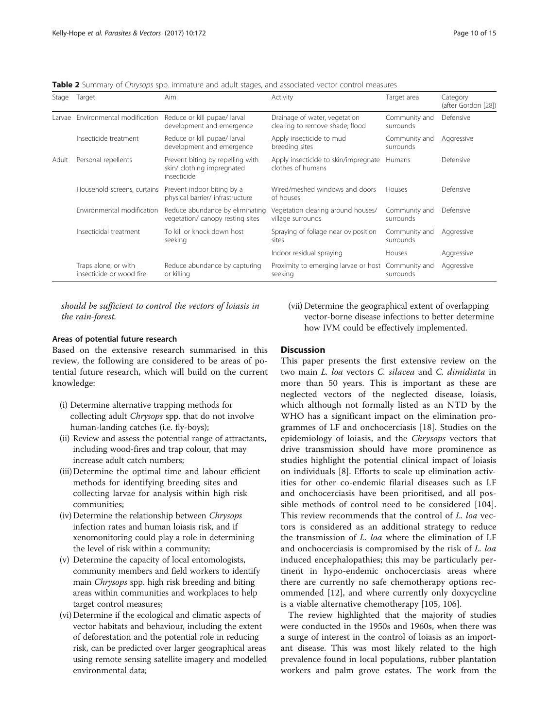**Table 2** Summary of *Chrysops* spp. immature and adult stages, and associated vector control measures

| Stage | Target | Aim | Activity | Target area | Category (after Gordon [28]) |
|---|---|---|---|---|---|
| Larvae | Environmental modification | Reduce or kill pupae/ larval development and emergence | Drainage of water, vegetation clearing to remove shade; flood | Community and surrounds | Defensive |
| | Insecticide treatment | Reduce or kill pupae/ larval development and emergence | Apply insecticide to mud breeding sites | Community and surrounds | Aggressive |
| Adult | Personal repellents | Prevent biting by repelling with skin/ clothing impregnated insecticide | Apply insecticide to skin/impregnate clothes of humans | Humans | Defensive |
| | Household screens, curtains | Prevent indoor biting by a physical barrier/ infrastructure | Wired/meshed windows and doors of houses | Houses | Defensive |
| | Environmental modification | Reduce abundance by eliminating vegetation/ canopy resting sites | Vegetation clearing around houses/ village surrounds | Community and surrounds | Defensive |
| | Insecticidal treatment | To kill or knock down host seeking | Spraying of foliage near oviposition sites | Community and surrounds | Aggressive |
| | | | Indoor residual spraying | Houses | Aggressive |
| | Traps alone, or with insecticide or wood fire | Reduce abundance by capturing or killing | Proximity to emerging larvae or host seeking | Community and surrounds | Aggressive |

*should be sufficient to control the vectors of loiasis in the rain-forest.*

### Areas of potential future research

Based on the extensive research summarised in this review, the following are considered to be areas of potential future research, which will build on the current knowledge:

- (i) Determine alternative trapping methods for collecting adult *Chrysops* spp. that do not involve human-landing catches (i.e. fly-boys);
- (ii) Review and assess the potential range of attractants, including wood-fires and trap colour, that may increase adult catch numbers;
- (iii) Determine the optimal time and labour efficient methods for identifying breeding sites and collecting larvae for analysis within high risk communities;
- (iv) Determine the relationship between *Chrysops* infection rates and human loiasis risk, and if xenomonitoring could play a role in determining the level of risk within a community;
- (v) Determine the capacity of local entomologists, community members and field workers to identify main *Chrysops* spp. high risk breeding and biting areas within communities and workplaces to help target control measures;
- (vi) Determine if the ecological and climatic aspects of vector habitats and behaviour, including the extent of deforestation and the potential role in reducing risk, can be predicted over larger geographical areas using remote sensing satellite imagery and modelled environmental data;
- (vii) Determine the geographical extent of overlapping vector-borne disease infections to better determine how IVM could be effectively implemented.

## Discussion

This paper presents the first extensive review on the two main *L. loa* vectors *C. silacea* and *C. dimidiata* in more than 50 years. This is important as these are neglected vectors of the neglected disease, loiasis, which although not formally listed as an NTD by the WHO has a significant impact on the elimination programmes of LF and onchocerciasis [18]. Studies on the epidemiology of loiasis, and the *Chrysops* vectors that drive transmission should have more prominence as studies highlight the potential clinical impact of loiasis on individuals [8]. Efforts to scale up elimination activities for other co-endemic filarial diseases such as LF and onchocerciasis have been prioritised, and all possible methods of control need to be considered [104]. This review recommends that the control of *L. loa* vectors is considered as an additional strategy to reduce the transmission of *L. loa* where the elimination of LF and onchocerciasis is compromised by the risk of *L. loa* induced encephalopathies; this may be particularly pertinent in hypo-endemic onchocerciasis areas where there are currently no safe chemotherapy options recommended [12], and where currently only doxycycline is a viable alternative chemotherapy [105, 106].

The review highlighted that the majority of studies were conducted in the 1950s and 1960s, when there was a surge of interest in the control of loiasis as an important disease. This was most likely related to the high prevalence found in local populations, rubber plantation workers and palm grove estates. The work from the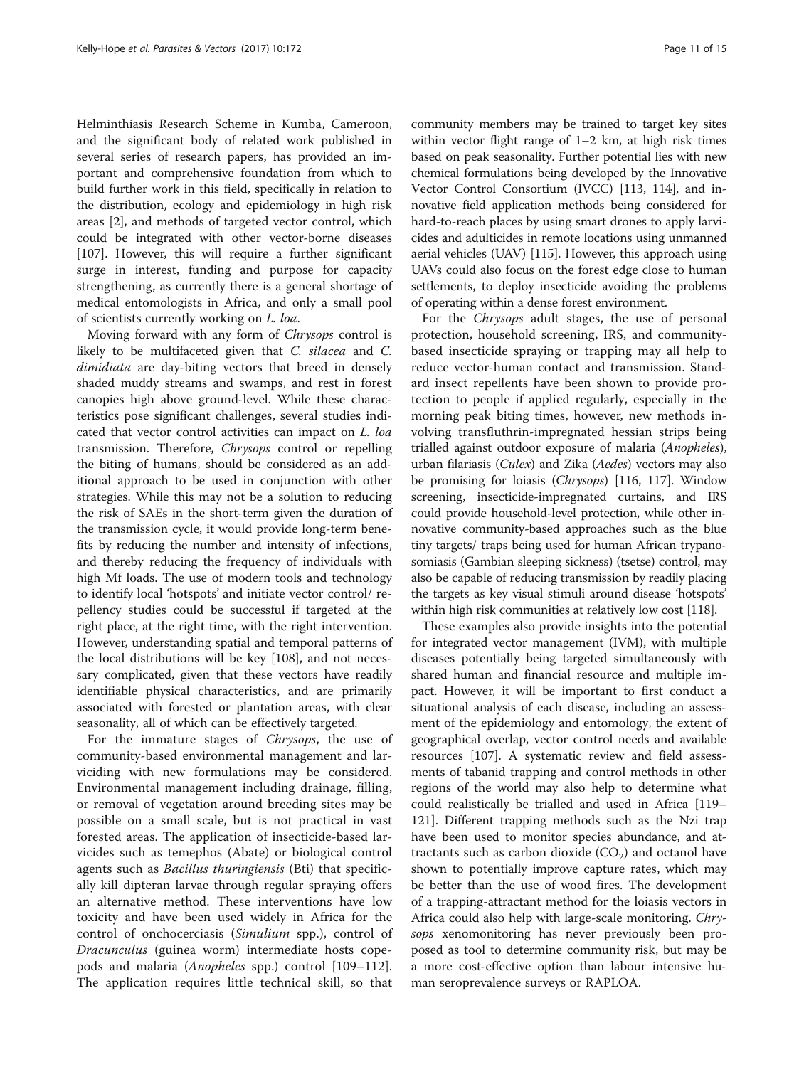Helminthiasis Research Scheme in Kumba, Cameroon, and the significant body of related work published in several series of research papers, has provided an important and comprehensive foundation from which to build further work in this field, specifically in relation to the distribution, ecology and epidemiology in high risk areas [2], and methods of targeted vector control, which could be integrated with other vector-borne diseases [107]. However, this will require a further significant surge in interest, funding and purpose for capacity strengthening, as currently there is a general shortage of medical entomologists in Africa, and only a small pool of scientists currently working on *L. loa*.

Moving forward with any form of *Chrysops* control is likely to be multifaceted given that *C. silacea* and *C. dimidiata* are day-biting vectors that breed in densely shaded muddy streams and swamps, and rest in forest canopies high above ground-level. While these characteristics pose significant challenges, several studies indicated that vector control activities can impact on *L. loa* transmission. Therefore, *Chrysops* control or repelling the biting of humans, should be considered as an additional approach to be used in conjunction with other strategies. While this may not be a solution to reducing the risk of SAEs in the short-term given the duration of the transmission cycle, it would provide long-term benefits by reducing the number and intensity of infections, and thereby reducing the frequency of individuals with high Mf loads. The use of modern tools and technology to identify local 'hotspots' and initiate vector control/ repellency studies could be successful if targeted at the right place, at the right time, with the right intervention. However, understanding spatial and temporal patterns of the local distributions will be key [108], and not necessary complicated, given that these vectors have readily identifiable physical characteristics, and are primarily associated with forested or plantation areas, with clear seasonality, all of which can be effectively targeted.

For the immature stages of *Chrysops*, the use of community-based environmental management and larviciding with new formulations may be considered. Environmental management including drainage, filling, or removal of vegetation around breeding sites may be possible on a small scale, but is not practical in vast forested areas. The application of insecticide-based larvicides such as temephos (Abate) or biological control agents such as *Bacillus thuringiensis* (Bti) that specifically kill dipteran larvae through regular spraying offers an alternative method. These interventions have low toxicity and have been used widely in Africa for the control of onchocerciasis (*Simulium* spp.), control of *Dracunculus* (guinea worm) intermediate hosts copepods and malaria (*Anopheles* spp.) control [109–112]. The application requires little technical skill, so that community members may be trained to target key sites within vector flight range of 1–2 km, at high risk times based on peak seasonality. Further potential lies with new chemical formulations being developed by the Innovative Vector Control Consortium (IVCC) [113, 114], and innovative field application methods being considered for hard-to-reach places by using smart drones to apply larvicides and adulticides in remote locations using unmanned aerial vehicles (UAV) [115]. However, this approach using UAVs could also focus on the forest edge close to human settlements, to deploy insecticide avoiding the problems of operating within a dense forest environment.

For the *Chrysops* adult stages, the use of personal protection, household screening, IRS, and community-based insecticide spraying or trapping may all help to reduce vector-human contact and transmission. Standard insect repellents have been shown to provide protection to people if applied regularly, especially in the morning peak biting times, however, new methods involving transfluthrin-impregnated hessian strips being trialled against outdoor exposure of malaria (*Anopheles*), urban filariasis (*Culex*) and Zika (*Aedes*) vectors may also be promising for loiasis (*Chrysops*) [116, 117]. Window screening, insecticide-impregnated curtains, and IRS could provide household-level protection, while other innovative community-based approaches such as the blue tiny targets/ traps being used for human African trypanosomiasis (Gambian sleeping sickness) (tsetse) control, may also be capable of reducing transmission by readily placing the targets as key visual stimuli around disease 'hotspots' within high risk communities at relatively low cost [118].

These examples also provide insights into the potential for integrated vector management (IVM), with multiple diseases potentially being targeted simultaneously with shared human and financial resource and multiple impact. However, it will be important to first conduct a situational analysis of each disease, including an assessment of the epidemiology and entomology, the extent of geographical overlap, vector control needs and available resources [107]. A systematic review and field assessments of tabanid trapping and control methods in other regions of the world may also help to determine what could realistically be trialled and used in Africa [119–121]. Different trapping methods such as the Nzi trap have been used to monitor species abundance, and attractants such as carbon dioxide ($CO_2$) and octanol have shown to potentially improve capture rates, which may be better than the use of wood fires. The development of a trapping-attractant method for the loiasis vectors in Africa could also help with large-scale monitoring. *Chrysops* xenomonitoring has never previously been proposed as tool to determine community risk, but may be a more cost-effective option than labour intensive human seroprevalence surveys or RAPLOA.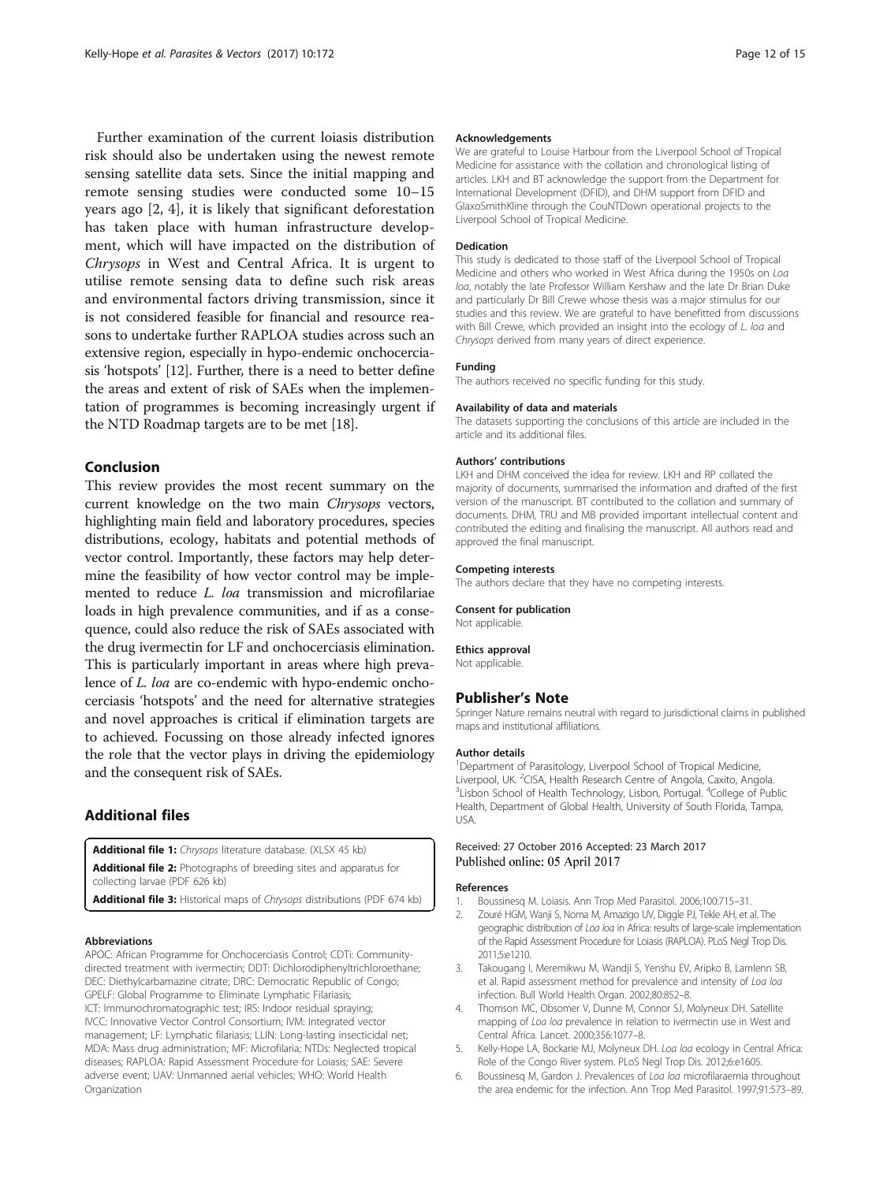Further examination of the current loiasis distribution risk should also be undertaken using the newest remote sensing satellite data sets. Since the initial mapping and remote sensing studies were conducted some 10–15 years ago [2, 4], it is likely that significant deforestation has taken place with human infrastructure development, which will have impacted on the distribution of *Chrysops* in West and Central Africa. It is urgent to utilise remote sensing data to define such risk areas and environmental factors driving transmission, since it is not considered feasible for financial and resource reasons to undertake further RAPLOA studies across such an extensive region, especially in hypo-endemic onchocerciasis 'hotspots' [12]. Further, there is a need to better define the areas and extent of risk of SAEs when the implementation of programmes is becoming increasingly urgent if the NTD Roadmap targets are to be met [18].

## Conclusion

This review provides the most recent summary on the current knowledge on the two main *Chrysops* vectors, highlighting main field and laboratory procedures, species distributions, ecology, habitats and potential methods of vector control. Importantly, these factors may help determine the feasibility of how vector control may be implemented to reduce *L. loa* transmission and microfilariae loads in high prevalence communities, and if as a consequence, could also reduce the risk of SAEs associated with the drug ivermectin for LF and onchocerciasis elimination. This is particularly important in areas where high prevalence of *L. loa* are co-endemic with hypo-endemic onchocerciasis 'hotspots' and the need for alternative strategies and novel approaches is critical if elimination targets are to achieved. Focussing on those already infected ignores the role that the vector plays in driving the epidemiology and the consequent risk of SAEs.

## Additional files

**Additional file 1:** *Chrysops* literature database. (XLSX 45 kb)

**Additional file 2:** Photographs of breeding sites and apparatus for collecting larvae (PDF 626 kb)

**Additional file 3:** Historical maps of *Chrysops* distributions (PDF 674 kb)

#### Abbreviations

APOC: African Programme for Onchocerciasis Control; CDTi: Community-directed treatment with ivermectin; DDT: Dichlorodiphenyltrichloroethane; DEC: Diethylcarbamazine citrate; DRC: Democratic Republic of Congo; GPELF: Global Programme to Eliminate Lymphatic Filariasis; ICT: Immunochromatographic test; IRS: Indoor residual spraying; IVCC: Innovative Vector Control Consortium; IVM: Integrated vector management; LF: Lymphatic filariasis; LLIN: Long-lasting insecticidal net; MDA: Mass drug administration; MF: Microfilaria; NTDs: Neglected tropical diseases; RAPLOA: Rapid Assessment Procedure for Loiasis; SAE: Severe adverse event; UAV: Unmanned aerial vehicles; WHO: World Health Organization

#### Acknowledgements

We are grateful to Louise Harbour from the Liverpool School of Tropical Medicine for assistance with the collation and chronological listing of articles. LKH and BT acknowledge the support from the Department for International Development (DFID), and DHM support from DFID and GlaxoSmithKline through the CouNTDown operational projects to the Liverpool School of Tropical Medicine.

#### Dedication

This study is dedicated to those staff of the Liverpool School of Tropical Medicine and others who worked in West Africa during the 1950s on *Loa loa*, notably the late Professor William Kershaw and the late Dr Brian Duke and particularly Dr Bill Crewe whose thesis was a major stimulus for our studies and this review. We are grateful to have benefitted from discussions with Bill Crewe, which provided an insight into the ecology of *L. loa* and *Chrysops* derived from many years of direct experience.

#### Funding

The authors received no specific funding for this study.

#### Availability of data and materials

The datasets supporting the conclusions of this article are included in the article and its additional files.

#### Authors' contributions

LKH and DHM conceived the idea for review. LKH and RP collated the majority of documents, summarised the information and drafted of the first version of the manuscript. BT contributed to the collation and summary of documents. DHM, TRU and MB provided important intellectual content and contributed the editing and finalising the manuscript. All authors read and approved the final manuscript.

#### Competing interests

The authors declare that they have no competing interests.

#### Consent for publication

Not applicable.

#### Ethics approval

Not applicable.

## Publisher's Note

Springer Nature remains neutral with regard to jurisdictional claims in published maps and institutional affiliations.

#### Author details

[1]Department of Parasitology, Liverpool School of Tropical Medicine, Liverpool, UK. [2]CISA, Health Research Centre of Angola, Caxito, Angola. [3]Lisbon School of Health Technology, Lisbon, Portugal. [4]College of Public Health, Department of Global Health, University of South Florida, Tampa, USA.

Received: 27 October 2016 Accepted: 23 March 2017
Published online: 05 April 2017

#### References

1. Boussinesq M. Loiasis. Ann Trop Med Parasitol. 2006;100:715–31.
2. Zouré HGM, Wanji S, Noma M, Amazigo UV, Diggle PJ, Tekle AH, et al. The geographic distribution of *Loa loa* in Africa: results of large-scale implementation of the Rapid Assessment Procedure for Loiasis (RAPLOA). PLoS Negl Trop Dis. 2011;5:e1210.
3. Takougang I, Meremikwu M, Wandji S, Yenshu EV, Aripko B, Lamlenn SB, et al. Rapid assessment method for prevalence and intensity of *Loa loa* infection. Bull World Health Organ. 2002;80:852–8.
4. Thomson MC, Obsomer V, Dunne M, Connor SJ, Molyneux DH. Satellite mapping of *Loa loa* prevalence in relation to ivermectin use in West and Central Africa. Lancet. 2000;356:1077–8.
5. Kelly-Hope LA, Bockarie MJ, Molyneux DH. *Loa loa* ecology in Central Africa: Role of the Congo River system. PLoS Negl Trop Dis. 2012;6:e1605.
6. Boussinesq M, Gardon J. Prevalences of *Loa loa* microfilaraemia throughout the area endemic for the infection. Ann Trop Med Parasitol. 1997;91:573–89.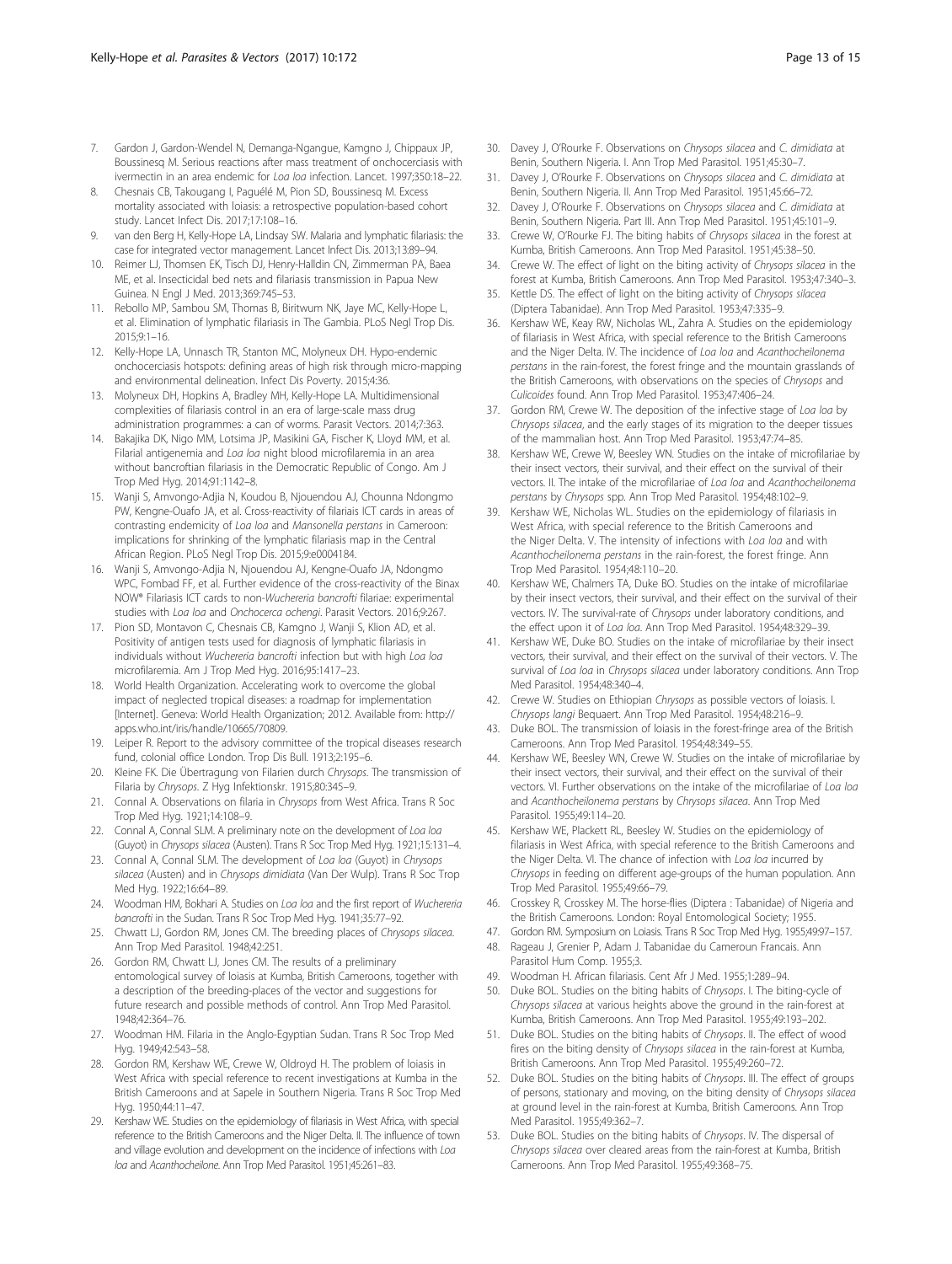7. Gardon J, Gardon-Wendel N, Demanga-Ngangue, Kamgno J, Chippaux JP, Boussinesq M. Serious reactions after mass treatment of onchocerciasis with ivermectin in an area endemic for *Loa loa* infection. Lancet. 1997;350:18–22.
8. Chesnais CB, Takougang I, Paguélé M, Pion SD, Boussinesq M. Excess mortality associated with loiasis: a retrospective population-based cohort study. Lancet Infect Dis. 2017;17:108–16.
9. van den Berg H, Kelly-Hope LA, Lindsay SW. Malaria and lymphatic filariasis: the case for integrated vector management. Lancet Infect Dis. 2013;13:89–94.
10. Reimer LJ, Thomsen EK, Tisch DJ, Henry-Halldin CN, Zimmerman PA, Baea ME, et al. Insecticidal bed nets and filariasis transmission in Papua New Guinea. N Engl J Med. 2013;369:745–53.
11. Rebollo MP, Sambou SM, Thomas B, Biritwum NK, Jaye MC, Kelly-Hope L, et al. Elimination of lymphatic filariasis in The Gambia. PLoS Negl Trop Dis. 2015;9:1–16.
12. Kelly-Hope LA, Unnasch TR, Stanton MC, Molyneux DH. Hypo-endemic onchocerciasis hotspots: defining areas of high risk through micro-mapping and environmental delineation. Infect Dis Poverty. 2015;4:36.
13. Molyneux DH, Hopkins A, Bradley MH, Kelly-Hope LA. Multidimensional complexities of filariasis control in an era of large-scale mass drug administration programmes: a can of worms. Parasit Vectors. 2014;7:363.
14. Bakajika DK, Nigo MM, Lotsima JP, Masikini GA, Fischer K, Lloyd MM, et al. Filarial antigenemia and *Loa loa* night blood microfilaremia in an area without bancroftian filariasis in the Democratic Republic of Congo. Am J Trop Med Hyg. 2014;91:1142–8.
15. Wanji S, Amvongo-Adjia N, Koudou B, Njouendou AJ, Chounna Ndongmo PW, Kengne-Ouafo JA, et al. Cross-reactivity of filariais ICT cards in areas of contrasting endemicity of *Loa loa* and *Mansonella perstans* in Cameroon: implications for shrinking of the lymphatic filariasis map in the Central African Region. PLoS Negl Trop Dis. 2015;9:e0004184.
16. Wanji S, Amvongo-Adjia N, Njouendou AJ, Kengne-Ouafo JA, Ndongmo WPC, Fombad FF, et al. Further evidence of the cross-reactivity of the Binax NOW® Filariasis ICT cards to non-*Wuchereria bancrofti* filariae: experimental studies with *Loa loa* and *Onchocerca ochengi*. Parasit Vectors. 2016;9:267.
17. Pion SD, Montavon C, Chesnais CB, Kamgno J, Wanji S, Klion AD, et al. Positivity of antigen tests used for diagnosis of lymphatic filariasis in individuals without *Wuchereria bancrofti* infection but with high *Loa loa* microfilaremia. Am J Trop Med Hyg. 2016;95:1417–23.
18. World Health Organization. Accelerating work to overcome the global impact of neglected tropical diseases: a roadmap for implementation [Internet]. Geneva: World Health Organization; 2012. Available from: http://apps.who.int/iris/handle/10665/70809.
19. Leiper R. Report to the advisory committee of the tropical diseases research fund, colonial office London. Trop Dis Bull. 1913;2:195–6.
20. Kleine FK. Die Übertragung von Filarien durch *Chrysops*. The transmission of Filaria by *Chrysops*. Z Hyg Infektionskr. 1915;80:345–9.
21. Connal A. Observations on filaria in *Chrysops* from West Africa. Trans R Soc Trop Med Hyg. 1921;14:108–9.
22. Connal A, Connal SLM. A preliminary note on the development of *Loa loa* (Guyot) in *Chrysops silacea* (Austen). Trans R Soc Trop Med Hyg. 1921;15:131–4.
23. Connal A, Connal SLM. The development of *Loa loa* (Guyot) in *Chrysops silacea* (Austen) and in *Chrysops dimidiata* (Van Der Wulp). Trans R Soc Trop Med Hyg. 1922;16:64–89.
24. Woodman HM, Bokhari A. Studies on *Loa loa* and the first report of *Wuchereria bancrofti* in the Sudan. Trans R Soc Trop Med Hyg. 1941;35:77–92.
25. Chwatt LJ, Gordon RM, Jones CM. The breeding places of *Chrysops silacea*. Ann Trop Med Parasitol. 1948;42:251.
26. Gordon RM, Chwatt LJ, Jones CM. The results of a preliminary entomological survey of loiasis at Kumba, British Cameroons, together with a description of the breeding-places of the vector and suggestions for future research and possible methods of control. Ann Trop Med Parasitol. 1948;42:364–76.
27. Woodman HM. Filaria in the Anglo-Egyptian Sudan. Trans R Soc Trop Med Hyg. 1949;42:543–58.
28. Gordon RM, Kershaw WE, Crewe W, Oldroyd H. The problem of loiasis in West Africa with special reference to recent investigations at Kumba in the British Cameroons and at Sapele in Southern Nigeria. Trans R Soc Trop Med Hyg. 1950;44:11–47.
29. Kershaw WE. Studies on the epidemiology of filariasis in West Africa, with special reference to the British Cameroons and the Niger Delta. II. The influence of town and village evolution and development on the incidence of infections with *Loa loa* and *Acanthocheilone*. Ann Trop Med Parasitol. 1951;45:261–83.
30. Davey J, O'Rourke F. Observations on *Chrysops silacea* and *C. dimidiata* at Benin, Southern Nigeria. I. Ann Trop Med Parasitol. 1951;45:30–7.
31. Davey J, O'Rourke F. Observations on *Chrysops silacea* and *C. dimidiata* at Benin, Southern Nigeria. II. Ann Trop Med Parasitol. 1951;45:66–72.
32. Davey J, O'Rourke F. Observations on *Chrysops silacea* and *C. dimidiata* at Benin, Southern Nigeria. Part III. Ann Trop Med Parasitol. 1951;45:101–9.
33. Crewe W, O'Rourke FJ. The biting habits of *Chrysops silacea* in the forest at Kumba, British Cameroons. Ann Trop Med Parasitol. 1951;45:38–50.
34. Crewe W. The effect of light on the biting activity of *Chrysops silacea* in the forest at Kumba, British Cameroons. Ann Trop Med Parasitol. 1953;47:340–3.
35. Kettle DS. The effect of light on the biting activity of *Chrysops silacea* (Diptera Tabanidae). Ann Trop Med Parasitol. 1953;47:335–9.
36. Kershaw WE, Keay RW, Nicholas WL, Zahra A. Studies on the epidemiology of filariasis in West Africa, with special reference to the British Cameroons and the Niger Delta. IV. The incidence of *Loa loa* and *Acanthocheilonema perstans* in the rain-forest, the forest fringe and the mountain grasslands of the British Cameroons, with observations on the species of *Chrysops* and *Culicoides* found. Ann Trop Med Parasitol. 1953;47:406–24.
37. Gordon RM, Crewe W. The deposition of the infective stage of *Loa loa* by *Chrysops silacea*, and the early stages of its migration to the deeper tissues of the mammalian host. Ann Trop Med Parasitol. 1953;47:74–85.
38. Kershaw WE, Crewe W, Beesley WN. Studies on the intake of microfilariae by their insect vectors, their survival, and their effect on the survival of their vectors. II. The intake of the microfilariae of *Loa loa* and *Acanthocheilonema perstans* by *Chrysops* spp. Ann Trop Med Parasitol. 1954;48:102–9.
39. Kershaw WE, Nicholas WL. Studies on the epidemiology of filariasis in West Africa, with special reference to the British Cameroons and the Niger Delta. V. The intensity of infections with *Loa loa* and with *Acanthocheilonema perstans* in the rain-forest, the forest fringe. Ann Trop Med Parasitol. 1954;48:110–20.
40. Kershaw WE, Chalmers TA, Duke BO. Studies on the intake of microfilariae by their insect vectors, their survival, and their effect on the survival of their vectors. IV. The survival-rate of *Chrysops* under laboratory conditions, and the effect upon it of *Loa loa*. Ann Trop Med Parasitol. 1954;48:329–39.
41. Kershaw WE, Duke BO. Studies on the intake of microfilariae by their insect vectors, their survival, and their effect on the survival of their vectors. V. The survival of *Loa loa* in *Chrysops silacea* under laboratory conditions. Ann Trop Med Parasitol. 1954;48:340–4.
42. Crewe W. Studies on Ethiopian *Chrysops* as possible vectors of loiasis. I. *Chrysops langi* Bequaert. Ann Trop Med Parasitol. 1954;48:216–9.
43. Duke BOL. The transmission of loiasis in the forest-fringe area of the British Cameroons. Ann Trop Med Parasitol. 1954;48:349–55.
44. Kershaw WE, Beesley WN, Crewe W. Studies on the intake of microfilariae by their insect vectors, their survival, and their effect on the survival of their vectors. VI. Further observations on the intake of the microfilariae of *Loa loa* and *Acanthocheilonema perstans* by *Chrysops silacea*. Ann Trop Med Parasitol. 1955;49:114–20.
45. Kershaw WE, Plackett RL, Beesley W. Studies on the epidemiology of filariasis in West Africa, with special reference to the British Cameroons and the Niger Delta. VI. The chance of infection with *Loa loa* incurred by *Chrysops* in feeding on different age-groups of the human population. Ann Trop Med Parasitol. 1955;49:66–79.
46. Crosskey R, Crosskey M. The horse-flies (Diptera : Tabanidae) of Nigeria and the British Cameroons. London: Royal Entomological Society; 1955.
47. Gordon RM. Symposium on Loiasis. Trans R Soc Trop Med Hyg. 1955;49:97–157.
48. Rageau J, Grenier P, Adam J. Tabanidae du Cameroun Francais. Ann Parasitol Hum Comp. 1955;3.
49. Woodman H. African filariasis. Cent Afr J Med. 1955;1:289–94.
50. Duke BOL. Studies on the biting habits of *Chrysops*. I. The biting-cycle of *Chrysops silacea* at various heights above the ground in the rain-forest at Kumba, British Cameroons. Ann Trop Med Parasitol. 1955;49:193–202.
51. Duke BOL. Studies on the biting habits of *Chrysops*. II. The effect of wood fires on the biting density of *Chrysops silacea* in the rain-forest at Kumba, British Cameroons. Ann Trop Med Parasitol. 1955;49:260–72.
52. Duke BOL. Studies on the biting habits of *Chrysops*. III. The effect of groups of persons, stationary and moving, on the biting density of *Chrysops silacea* at ground level in the rain-forest at Kumba, British Cameroons. Ann Trop Med Parasitol. 1955;49:362–7.
53. Duke BOL. Studies on the biting habits of *Chrysops*. IV. The dispersal of *Chrysops silacea* over cleared areas from the rain-forest at Kumba, British Cameroons. Ann Trop Med Parasitol. 1955;49:368–75.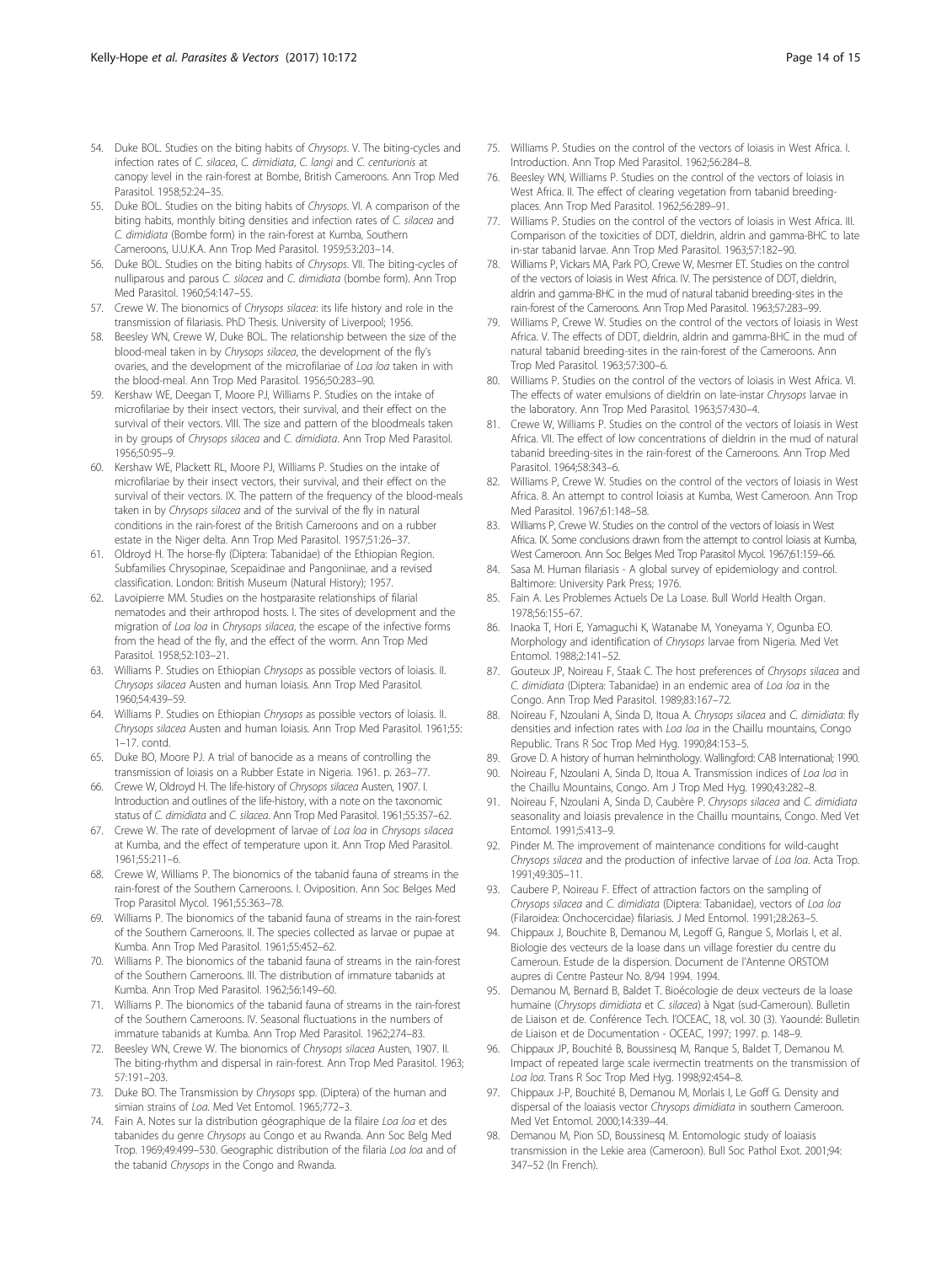54. Duke BOL. Studies on the biting habits of *Chrysops*. V. The biting-cycles and infection rates of *C. silacea*, *C. dimidiata*, *C. langi* and *C. centurionis* at canopy level in the rain-forest at Bombe, British Cameroons. Ann Trop Med Parasitol. 1958;52:24–35.
55. Duke BOL. Studies on the biting habits of *Chrysops*. VI. A comparison of the biting habits, monthly biting densities and infection rates of *C. silacea* and *C. dimidiata* (Bombe form) in the rain-forest at Kumba, Southern Cameroons, U.U.K.A. Ann Trop Med Parasitol. 1959;53:203–14.
56. Duke BOL. Studies on the biting habits of *Chrysops*. VII. The biting-cycles of nulliparous and parous *C. silacea* and *C. dimidiata* (bombe form). Ann Trop Med Parasitol. 1960;54:147–55.
57. Crewe W. The bionomics of *Chrysops silacea*: its life history and role in the transmission of filariasis. PhD Thesis. University of Liverpool; 1956.
58. Beesley WN, Crewe W, Duke BOL. The relationship between the size of the blood-meal taken in by *Chrysops silacea*, the development of the fly's ovaries, and the development of the microfilariae of *Loa loa* taken in with the blood-meal. Ann Trop Med Parasitol. 1956;50:283–90.
59. Kershaw WE, Deegan T, Moore PJ, Williams P. Studies on the intake of microfilariae by their insect vectors, their survival, and their effect on the survival of their vectors. VIII. The size and pattern of the bloodmeals taken in by groups of *Chrysops silacea* and *C. dimidiata*. Ann Trop Med Parasitol. 1956;50:95–9.
60. Kershaw WE, Plackett RL, Moore PJ, Williams P. Studies on the intake of microfilariae by their insect vectors, their survival, and their effect on the survival of their vectors. IX. The pattern of the frequency of the blood-meals taken in by *Chrysops silacea* and of the survival of the fly in natural conditions in the rain-forest of the British Cameroons and on a rubber estate in the Niger delta. Ann Trop Med Parasitol. 1957;51:26–37.
61. Oldroyd H. The horse-fly (Diptera: Tabanidae) of the Ethiopian Region. Subfamilies Chrysopinae, Scepaidinae and Pangoniinae, and a revised classification. London: British Museum (Natural History); 1957.
62. Lavoipierre MM. Studies on the hostparasite relationships of filarial nematodes and their arthropod hosts. I. The sites of development and the migration of *Loa loa* in *Chrysops silacea*, the escape of the infective forms from the head of the fly, and the effect of the worm. Ann Trop Med Parasitol. 1958;52:103–21.
63. Williams P. Studies on Ethiopian *Chrysops* as possible vectors of loiasis. II. *Chrysops silacea* Austen and human loiasis. Ann Trop Med Parasitol. 1960;54:439–59.
64. Williams P. Studies on Ethiopian *Chrysops* as possible vectors of loiasis. II. *Chrysops silacea* Austen and human loiasis. Ann Trop Med Parasitol. 1961;55: 1–17. contd.
65. Duke BO, Moore PJ. A trial of banocide as a means of controlling the transmission of loiasis on a Rubber Estate in Nigeria. 1961. p. 263–77.
66. Crewe W, Oldroyd H. The life-history of *Chrysops silacea* Austen, 1907. I. Introduction and outlines of the life-history, with a note on the taxonomic status of *C. dimidiata* and *C. silacea*. Ann Trop Med Parasitol. 1961;55:357–62.
67. Crewe W. The rate of development of larvae of *Loa loa* in *Chrysops silacea* at Kumba, and the effect of temperature upon it. Ann Trop Med Parasitol. 1961;55:211–6.
68. Crewe W, Williams P. The bionomics of the tabanid fauna of streams in the rain-forest of the Southern Cameroons. I. Oviposition. Ann Soc Belges Med Trop Parasitol Mycol. 1961;55:363–78.
69. Williams P. The bionomics of the tabanid fauna of streams in the rain-forest of the Southern Cameroons. II. The species collected as larvae or pupae at Kumba. Ann Trop Med Parasitol. 1961;55:452–62.
70. Williams P. The bionomics of the tabanid fauna of streams in the rain-forest of the Southern Cameroons. III. The distribution of immature tabanids at Kumba. Ann Trop Med Parasitol. 1962;56:149–60.
71. Williams P. The bionomics of the tabanid fauna of streams in the rain-forest of the Southern Cameroons. IV. Seasonal fluctuations in the numbers of immature tabanids at Kumba. Ann Trop Med Parasitol. 1962;274–83.
72. Beesley WN, Crewe W. The bionomics of *Chrysops silacea* Austen, 1907. II. The biting-rhythm and dispersal in rain-forest. Ann Trop Med Parasitol. 1963; 57:191–203.
73. Duke BO. The Transmission by *Chrysops* spp. (Diptera) of the human and simian strains of *Loa*. Med Vet Entomol. 1965;772–3.
74. Fain A. Notes sur la distribution géographique de la filaire *Loa loa* et des tabanides du genre *Chrysops* au Congo et au Rwanda. Ann Soc Belg Med Trop. 1969;49:499–530. Geographic distribution of the filaria *Loa loa* and of the tabanid *Chrysops* in the Congo and Rwanda.
75. Williams P. Studies on the control of the vectors of loiasis in West Africa. I. Introduction. Ann Trop Med Parasitol. 1962;56:284–8.
76. Beesley WN, Williams P. Studies on the control of the vectors of loiasis in West Africa. II. The effect of clearing vegetation from tabanid breeding-places. Ann Trop Med Parasitol. 1962;56:289–91.
77. Williams P. Studies on the control of the vectors of loiasis in West Africa. III. Comparison of the toxicities of DDT, dieldrin, aldrin and gamma-BHC to late in-star tabanid larvae. Ann Trop Med Parasitol. 1963;57:182–90.
78. Williams P, Vickars MA, Park PO, Crewe W, Mesmer ET. Studies on the control of the vectors of loiasis in West Africa. IV. The persistence of DDT, dieldrin, aldrin and gamma-BHC in the mud of natural tabanid breeding-sites in the rain-forest of the Cameroons. Ann Trop Med Parasitol. 1963;57:283–99.
79. Williams P, Crewe W. Studies on the control of the vectors of loiasis in West Africa. V. The effects of DDT, dieldrin, aldrin and gamma-BHC in the mud of natural tabanid breeding-sites in the rain-forest of the Cameroons. Ann Trop Med Parasitol. 1963;57:300–6.
80. Williams P. Studies on the control of the vectors of loiasis in West Africa. VI. The effects of water emulsions of dieldrin on late-instar *Chrysops* larvae in the laboratory. Ann Trop Med Parasitol. 1963;57:430–4.
81. Crewe W, Williams P. Studies on the control of the vectors of loiasis in West Africa. VII. The effect of low concentrations of dieldrin in the mud of natural tabanid breeding-sites in the rain-forest of the Cameroons. Ann Trop Med Parasitol. 1964;58:343–6.
82. Williams P, Crewe W. Studies on the control of the vectors of loiasis in West Africa. 8. An attempt to control loiasis at Kumba, West Cameroon. Ann Trop Med Parasitol. 1967;61:148–58.
83. Williams P, Crewe W. Studies on the control of the vectors of loiasis in West Africa. IX. Some conclusions drawn from the attempt to control loiasis at Kumba, West Cameroon. Ann Soc Belges Med Trop Parasitol Mycol. 1967;61:159–66.
84. Sasa M. Human filariasis - A global survey of epidemiology and control. Baltimore: University Park Press; 1976.
85. Fain A. Les Problemes Actuels De La Loase. Bull World Health Organ. 1978;56:155–67.
86. Inaoka T, Hori E, Yamaguchi K, Watanabe M, Yoneyama Y, Ogunba EO. Morphology and identification of *Chrysops* larvae from Nigeria. Med Vet Entomol. 1988;2:141–52.
87. Gouteux JP, Noireau F, Staak C. The host preferences of *Chrysops silacea* and *C. dimidiata* (Diptera: Tabanidae) in an endemic area of *Loa loa* in the Congo. Ann Trop Med Parasitol. 1989;83:167–72.
88. Noireau F, Nzoulani A, Sinda D, Itoua A. *Chrysops silacea* and *C. dimidiata*: fly densities and infection rates with *Loa loa* in the Chaillu mountains, Congo Republic. Trans R Soc Trop Med Hyg. 1990;84:153–5.
89. Grove D. A history of human helminthology. Wallingford: CAB International; 1990.
90. Noireau F, Nzoulani A, Sinda D, Itoua A. Transmission indices of *Loa loa* in the Chaillu mountains, Congo. Am J Trop Med Hyg. 1990;43:282–8.
91. Noireau F, Nzoulani A, Sinda D, Caubère P. *Chrysops silacea* and *C. dimidiata* seasonality and loiasis prevalence in the Chaillu mountains, Congo. Med Vet Entomol. 1991;5:413–9.
92. Pinder M. The improvement of maintenance conditions for wild-caught *Chrysops silacea* and the production of infective larvae of *Loa loa*. Acta Trop. 1991;49:305–11.
93. Caubere P, Noireau F. Effect of attraction factors on the sampling of *Chrysops silacea* and *C. dimidiata* (Diptera: Tabanidae), vectors of *Loa loa* (Filaroidea: Onchocercidae) filariasis. J Med Entomol. 1991;28:263–5.
94. Chippaux J, Bouchite B, Demanou M, Legoff G, Rangue S, Morlais I, et al. Biologie des vecteurs de la loase dans un village forestier du centre du Cameroun. Estude de la dispersion. Document de l'Antenne ORSTOM aupres di Centre Pasteur No. 8/94 1994. 1994.
95. Demanou M, Bernard B, Baldet T. Bioécologie de deux vecteurs de la loase humaine (*Chrysops dimidiata* et *C. silacea*) à Ngat (sud-Cameroun). Bulletin de Liaison et de Conférence Tech. l'OCEAC, 18, vol. 30 (3). Yaoundé: Bulletin de Liaison et de Documentation - OCEAC, 1997; 1997. p. 148–9.
96. Chippaux JP, Bouchité B, Boussinesq M, Ranque S, Baldet T, Demanou M. Impact of repeated large scale ivermectin treatments on the transmission of *Loa loa*. Trans R Soc Trop Med Hyg. 1998;92:454–8.
97. Chippaux J-P, Bouchité B, Demanou M, Morlais I, Le Goff G. Density and dispersal of the loaiasis vector *Chrysops dimidiata* in southern Cameroon. Med Vet Entomol. 2000;14:339–44.
98. Demanou M, Pion SD, Boussinesq M. Entomologic study of loaiasis transmission in the Lekie area (Cameroon). Bull Soc Pathol Exot. 2001;94: 347–52 (In French).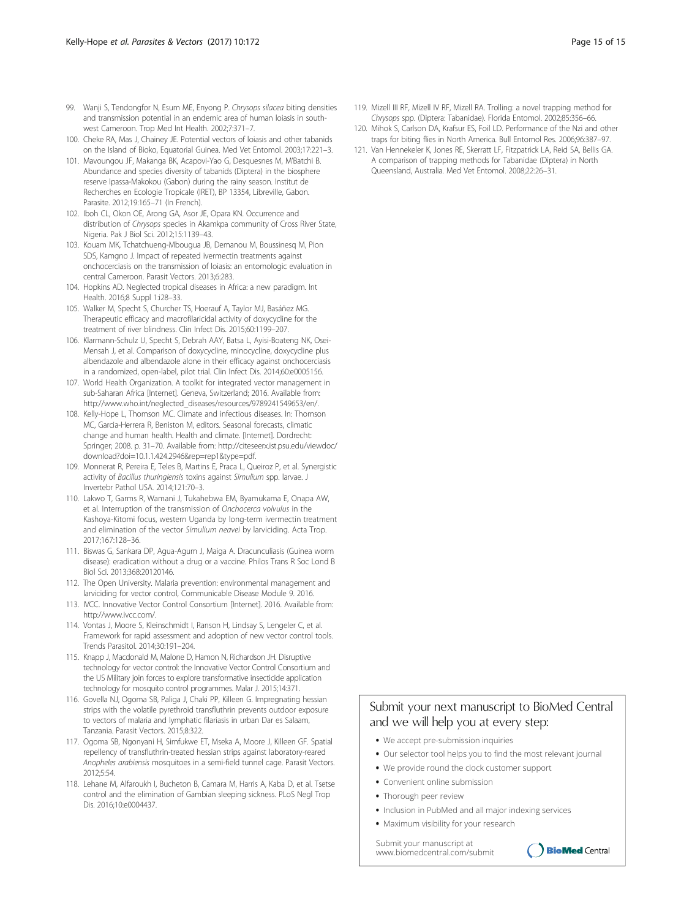99. Wanji S, Tendongfor N, Esum ME, Enyong P. *Chrysops silacea* biting densities and transmission potential in an endemic area of human loiasis in south-west Cameroon. Trop Med Int Health. 2002;7:371–7.
100. Cheke RA, Mas J, Chainey JE. Potential vectors of loiasis and other tabanids on the Island of Bioko, Equatorial Guinea. Med Vet Entomol. 2003;17:221–3.
101. Mavoungou JF, Makanga BK, Acapovi-Yao G, Desquesnes M, M'Batchi B. Abundance and species diversity of tabanids (Diptera) in the biosphere reserve Ipassa-Makokou (Gabon) during the rainy season. Institut de Recherches en Ecologie Tropicale (IRET), BP 13354, Libreville, Gabon. Parasite. 2012;19:165–71 (In French).
102. Iboh CL, Okon OE, Arong GA, Asor JE, Opara KN. Occurrence and distribution of *Chrysops* species in Akamkpa community of Cross River State, Nigeria. Pak J Biol Sci. 2012;15:1139–43.
103. Kouam MK, Tchatchueng-Mbougua JB, Demanou M, Boussinesq M, Pion SDS, Kamgno J. Impact of repeated ivermectin treatments against onchocerciasis on the transmission of loiasis: an entomologic evaluation in central Cameroon. Parasit Vectors. 2013;6:283.
104. Hopkins AD. Neglected tropical diseases in Africa: a new paradigm. Int Health. 2016;8 Suppl 1:i28–33.
105. Walker M, Specht S, Churcher TS, Hoerauf A, Taylor MJ, Basáñez MG. Therapeutic efficacy and macrofilaricidal activity of doxycycline for the treatment of river blindness. Clin Infect Dis. 2015;60:1199–207.
106. Klarmann-Schulz U, Specht S, Debrah AAY, Batsa L, Ayisi-Boateng NK, Osei-Mensah J, et al. Comparison of doxycycline, minocycline, doxycycline plus albendazole and albendazole alone in their efficacy against onchocerciasis in a randomized, open-label, pilot trial. Clin Infect Dis. 2014;60:e0005156.
107. World Health Organization. A toolkit for integrated vector management in sub-Saharan Africa [Internet]. Geneva, Switzerland; 2016. Available from: http://www.who.int/neglected_diseases/resources/9789241549653/en/.
108. Kelly-Hope L, Thomson MC. Climate and infectious diseases. In: Thomson MC, Garcia-Herrera R, Beniston M, editors. Seasonal forecasts, climatic change and human health. Health and climate. [Internet]. Dordrecht: Springer; 2008. p. 31–70. Available from: http://citeseerx.ist.psu.edu/viewdoc/download?doi=10.1.1.424.2946&rep=rep1&type=pdf.
109. Monnerat R, Pereira E, Teles B, Martins E, Praca L, Queiroz P, et al. Synergistic activity of *Bacillus thuringiensis* toxins against *Simulium* spp. larvae. J Invertebr Pathol USA. 2014;121:70–3.
110. Lakwo T, Garms R, Wamani J, Tukahebwa EM, Byamukama E, Onapa AW, et al. Interruption of the transmission of *Onchocerca volvulus* in the Kashoya-Kitomi focus, western Uganda by long-term ivermectin treatment and elimination of the vector *Simulium neavei* by larviciding. Acta Trop. 2017;167:128–36.
111. Biswas G, Sankara DP, Agua-Agum J, Maiga A. Dracunculiasis (Guinea worm disease): eradication without a drug or a vaccine. Philos Trans R Soc Lond B Biol Sci. 2013;368:20120146.
112. The Open University. Malaria prevention: environmental management and larviciding for vector control, Communicable Disease Module 9. 2016.
113. IVCC. Innovative Vector Control Consortium [Internet]. 2016. Available from: http://www.ivcc.com/.
114. Vontas J, Moore S, Kleinschmidt I, Ranson H, Lindsay S, Lengeler C, et al. Framework for rapid assessment and adoption of new vector control tools. Trends Parasitol. 2014;30:191–204.
115. Knapp J, Macdonald M, Malone D, Hamon N, Richardson JH. Disruptive technology for vector control: the Innovative Vector Control Consortium and the US Military join forces to explore transformative insecticide application technology for mosquito control programmes. Malar J. 2015;14:371.
116. Govella NJ, Ogoma SB, Paliga J, Chaki PP, Killeen G. Impregnating hessian strips with the volatile pyrethroid transfluthrin prevents outdoor exposure to vectors of malaria and lymphatic filariasis in urban Dar es Salaam, Tanzania. Parasit Vectors. 2015;8:322.
117. Ogoma SB, Ngonyani H, Simfukwe ET, Mseka A, Moore J, Killeen GF. Spatial repellency of transfluthrin-treated hessian strips against laboratory-reared *Anopheles arabiensis* mosquitoes in a semi-field tunnel cage. Parasit Vectors. 2012;5:54.
118. Lehane M, Alfaroukh I, Bucheton B, Camara M, Harris A, Kaba D, et al. Tsetse control and the elimination of Gambian sleeping sickness. PLoS Negl Trop Dis. 2016;10:e0004437.
119. Mizell III RF, Mizell IV RF, Mizell RA. Trolling: a novel trapping method for *Chrysops* spp. (Diptera: Tabanidae). Florida Entomol. 2002;85:356–66.
120. Mihok S, Carlson DA, Krafsur ES, Foil LD. Performance of the Nzi and other traps for biting flies in North America. Bull Entomol Res. 2006;96:387–97.
121. Van Hennekeler K, Jones RE, Skerratt LF, Fitzpatrick LA, Reid SA, Bellis GA. A comparison of trapping methods for Tabanidae (Diptera) in North Queensland, Australia. Med Vet Entomol. 2008;22:26–31.

Submit your next manuscript to BioMed Central and we will help you at every step:

- We accept pre-submission inquiries
- Our selector tool helps you to find the most relevant journal
- We provide round the clock customer support
- Convenient online submission
- Thorough peer review
- Inclusion in PubMed and all major indexing services
- Maximum visibility for your research

Submit your manuscript at www.biomedcentral.com/submit

BioMed Central